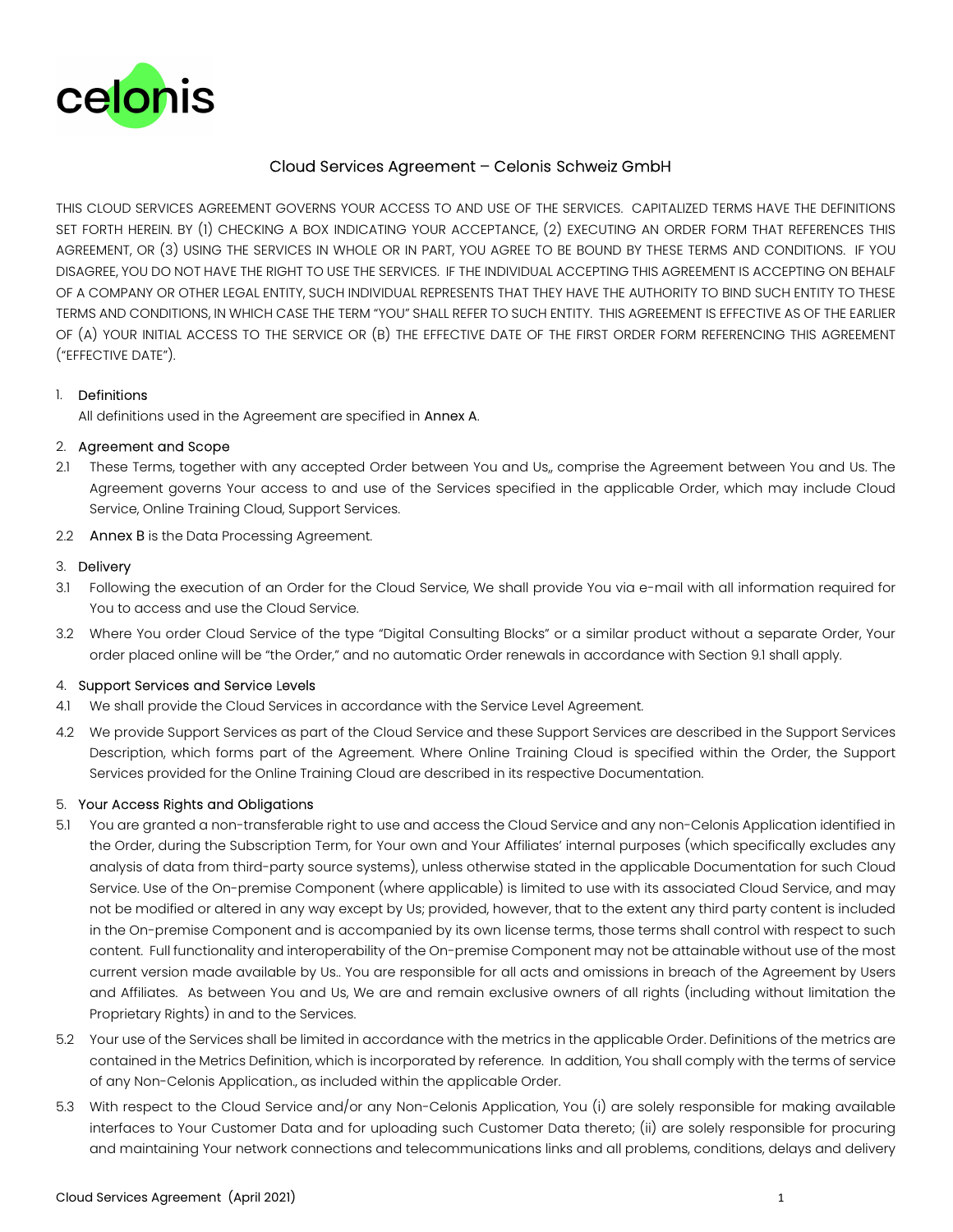# Cloud Services Agreement – Celonis Schweiz GmbH

THIS CLOUD SERVICES AGREEMENT GOVERNS YOUR ACCESS TO AND USE OF THE SERVICES. CAPITALIZED TERMS HAVE THE DEFINITIONS SET FORTH HEREIN. BY (1) CHECKING A BOX INDICATING YOUR ACCEPTANCE, (2) EXECUTING AN ORDER FORM THAT REFERENCES THIS AGREEMENT, OR (3) USING THE SERVICES IN WHOLE OR IN PART, YOU AGREE TO BE BOUND BY THESE TERMS AND CONDITIONS. IF YOU DISAGREE, YOU DO NOT HAVE THE RIGHT TO USE THE SERVICES. IF THE INDIVIDUAL ACCEPTING THIS AGREEMENT IS ACCEPTING ON BEHALF OF A COMPANY OR OTHER LEGAL ENTITY, SUCH INDIVIDUAL REPRESENTS THAT THEY HAVE THE AUTHORITY TO BIND SUCH ENTITY TO THESE TERMS AND CONDITIONS, IN WHICH CASE THE TERM "YOU" SHALL REFER TO SUCH ENTITY. THIS AGREEMENT IS EFFECTIVE AS OF THE EARLIER OF (A) YOUR INITIAL ACCESS TO THE SERVICE OR (B) THE EFFECTIVE DATE OF THE FIRST ORDER FORM REFERENCING THIS AGREEMENT ("EFFECTIVE DATE").

## 1. Definitions

All definitions used in the Agreement are specified in Annex A.

## 2. Agreement and Scope

2.1 These Terms, together with any accepted Order between You and Us,, comprise the Agreement between You and Us. The Agreement governs Your access to and use of the Services specified in the applicable Order, which may include Cloud Service, Online Training Cloud, Support Services.

2.2 Annex B is the Data Processing Agreement.

## 3. Delivery

3.1 Following the execution of an Order for the Cloud Service, We shall provide You via e-mail with all information required for You to access and use the Cloud Service.

3.2 Where You order Cloud Service of the type "Digital Consulting Blocks" or a similar product without a separate Order, Your order placed online will be "the Order," and no automatic Order renewals in accordance with Section 9.1 shall apply.

## 4. Support Services and Service Levels

4.1 We shall provide the Cloud Services in accordance with the Service Level Agreement.

4.2 We provide Support Services as part of the Cloud Service and these Support Services are described in the Support Services Description, which forms part of the Agreement. Where Online Training Cloud is specified within the Order, the Support Services provided for the Online Training Cloud are described in its respective Documentation.

## 5. Your Access Rights and Obligations

5.1 You are granted a non-transferable right to use and access the Cloud Service and any non-Celonis Application identified in the Order, during the Subscription Term, for Your own and Your Affiliates' internal purposes (which specifically excludes any analysis of data from third-party source systems), unless otherwise stated in the applicable Documentation for such Cloud Service. Use of the On-premise Component (where applicable) is limited to use with its associated Cloud Service, and may not be modified or altered in any way except by Us; provided, however, that to the extent any third party content is included in the On-premise Component and is accompanied by its own license terms, those terms shall control with respect to such content. Full functionality and interoperability of the On-premise Component may not be attainable without use of the most current version made available by Us.. You are responsible for all acts and omissions in breach of the Agreement by Users and Affiliates. As between You and Us, We are and remain exclusive owners of all rights (including without limitation the Proprietary Rights) in and to the Services.

5.2 Your use of the Services shall be limited in accordance with the metrics in the applicable Order. Definitions of the metrics are contained in the Metrics Definition, which is incorporated by reference. In addition, You shall comply with the terms of service of any Non-Celonis Application., as included within the applicable Order.

5.3 With respect to the Cloud Service and/or any Non-Celonis Application, You (i) are solely responsible for making available interfaces to Your Customer Data and for uploading such Customer Data thereto; (ii) are solely responsible for procuring and maintaining Your network connections and telecommunications links and all problems, conditions, delays and delivery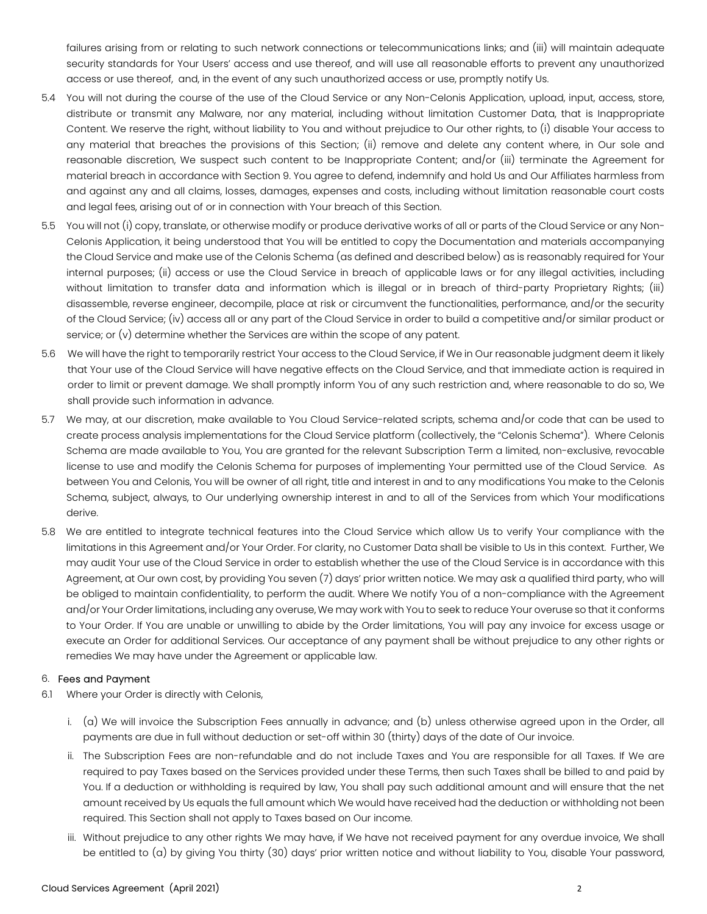failures arising from or relating to such network connections or telecommunications links; and (iii) will maintain adequate security standards for Your Users' access and use thereof, and will use all reasonable efforts to prevent any unauthorized access or use thereof, and, in the event of any such unauthorized access or use, promptly notify Us.

5.4 You will not during the course of the use of the Cloud Service or any Non-Celonis Application, upload, input, access, store, distribute or transmit any Malware, nor any material, including without limitation Customer Data, that is Inappropriate Content. We reserve the right, without liability to You and without prejudice to Our other rights, to (i) disable Your access to any material that breaches the provisions of this Section; (ii) remove and delete any content where, in Our sole and reasonable discretion, We suspect such content to be Inappropriate Content; and/or (iii) terminate the Agreement for material breach in accordance with Section 9. You agree to defend, indemnify and hold Us and Our Affiliates harmless from and against any and all claims, losses, damages, expenses and costs, including without limitation reasonable court costs and legal fees, arising out of or in connection with Your breach of this Section.

5.5 You will not (i) copy, translate, or otherwise modify or produce derivative works of all or parts of the Cloud Service or any Non-Celonis Application, it being understood that You will be entitled to copy the Documentation and materials accompanying the Cloud Service and make use of the Celonis Schema (as defined and described below) as is reasonably required for Your internal purposes; (ii) access or use the Cloud Service in breach of applicable laws or for any illegal activities, including without limitation to transfer data and information which is illegal or in breach of third-party Proprietary Rights; (iii) disassemble, reverse engineer, decompile, place at risk or circumvent the functionalities, performance, and/or the security of the Cloud Service; (iv) access all or any part of the Cloud Service in order to build a competitive and/or similar product or service; or (v) determine whether the Services are within the scope of any patent.

5.6 We will have the right to temporarily restrict Your access to the Cloud Service, if We in Our reasonable judgment deem it likely that Your use of the Cloud Service will have negative effects on the Cloud Service, and that immediate action is required in order to limit or prevent damage. We shall promptly inform You of any such restriction and, where reasonable to do so, We shall provide such information in advance.

5.7 We may, at our discretion, make available to You Cloud Service-related scripts, schema and/or code that can be used to create process analysis implementations for the Cloud Service platform (collectively, the "Celonis Schema"). Where Celonis Schema are made available to You, You are granted for the relevant Subscription Term a limited, non-exclusive, revocable license to use and modify the Celonis Schema for purposes of implementing Your permitted use of the Cloud Service. As between You and Celonis, You will be owner of all right, title and interest in and to any modifications You make to the Celonis Schema, subject, always, to Our underlying ownership interest in and to all of the Services from which Your modifications derive.

5.8 We are entitled to integrate technical features into the Cloud Service which allow Us to verify Your compliance with the limitations in this Agreement and/or Your Order. For clarity, no Customer Data shall be visible to Us in this context. Further, We may audit Your use of the Cloud Service in order to establish whether the use of the Cloud Service is in accordance with this Agreement, at Our own cost, by providing You seven (7) days' prior written notice. We may ask a qualified third party, who will be obliged to maintain confidentiality, to perform the audit. Where We notify You of a non-compliance with the Agreement and/or Your Order limitations, including any overuse, We may work with You to seek to reduce Your overuse so that it conforms to Your Order. If You are unable or unwilling to abide by the Order limitations, You will pay any invoice for excess usage or execute an Order for additional Services. Our acceptance of any payment shall be without prejudice to any other rights or remedies We may have under the Agreement or applicable law.

## 6. Fees and Payment

6.1 Where your Order is directly with Celonis,

i. (a) We will invoice the Subscription Fees annually in advance; and (b) unless otherwise agreed upon in the Order, all payments are due in full without deduction or set-off within 30 (thirty) days of the date of Our invoice.

ii. The Subscription Fees are non-refundable and do not include Taxes and You are responsible for all Taxes. If We are required to pay Taxes based on the Services provided under these Terms, then such Taxes shall be billed to and paid by You. If a deduction or withholding is required by law, You shall pay such additional amount and will ensure that the net amount received by Us equals the full amount which We would have received had the deduction or withholding not been required. This Section shall not apply to Taxes based on Our income.

iii. Without prejudice to any other rights We may have, if We have not received payment for any overdue invoice, We shall be entitled to (a) by giving You thirty (30) days' prior written notice and without liability to You, disable Your password,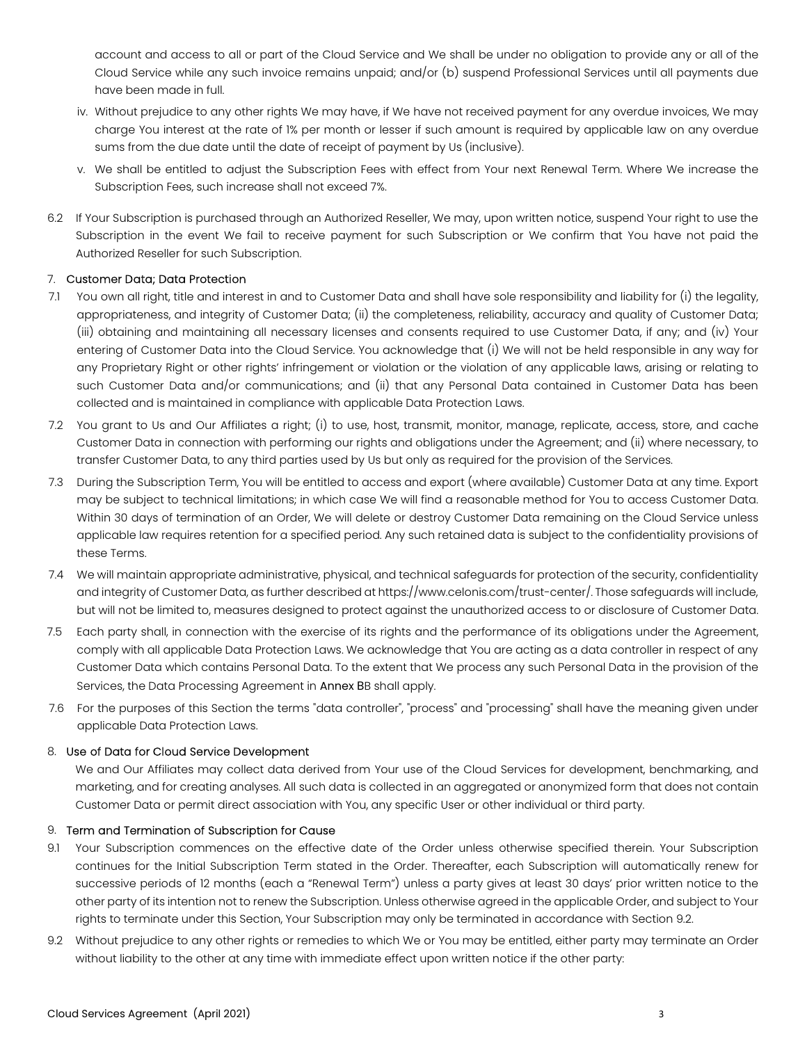account and access to all or part of the Cloud Service and We shall be under no obligation to provide any or all of the Cloud Service while any such invoice remains unpaid; and/or (b) suspend Professional Services until all payments due have been made in full.

iv. Without prejudice to any other rights We may have, if We have not received payment for any overdue invoices, We may charge You interest at the rate of 1% per month or lesser if such amount is required by applicable law on any overdue sums from the due date until the date of receipt of payment by Us (inclusive).

v. We shall be entitled to adjust the Subscription Fees with effect from Your next Renewal Term. Where We increase the Subscription Fees, such increase shall not exceed 7%.

6.2 If Your Subscription is purchased through an Authorized Reseller, We may, upon written notice, suspend Your right to use the Subscription in the event We fail to receive payment for such Subscription or We confirm that You have not paid the Authorized Reseller for such Subscription.

7. Customer Data; Data Protection

7.1 You own all right, title and interest in and to Customer Data and shall have sole responsibility and liability for (i) the legality, appropriateness, and integrity of Customer Data; (ii) the completeness, reliability, accuracy and quality of Customer Data; (iii) obtaining and maintaining all necessary licenses and consents required to use Customer Data, if any; and (iv) Your entering of Customer Data into the Cloud Service. You acknowledge that (i) We will not be held responsible in any way for any Proprietary Right or other rights' infringement or violation or the violation of any applicable laws, arising or relating to such Customer Data and/or communications; and (ii) that any Personal Data contained in Customer Data has been collected and is maintained in compliance with applicable Data Protection Laws.

7.2 You grant to Us and Our Affiliates a right; (i) to use, host, transmit, monitor, manage, replicate, access, store, and cache Customer Data in connection with performing our rights and obligations under the Agreement; and (ii) where necessary, to transfer Customer Data, to any third parties used by Us but only as required for the provision of the Services.

7.3 During the Subscription Term, You will be entitled to access and export (where available) Customer Data at any time. Export may be subject to technical limitations; in which case We will find a reasonable method for You to access Customer Data. Within 30 days of termination of an Order, We will delete or destroy Customer Data remaining on the Cloud Service unless applicable law requires retention for a specified period. Any such retained data is subject to the confidentiality provisions of these Terms.

7.4 We will maintain appropriate administrative, physical, and technical safeguards for protection of the security, confidentiality and integrity of Customer Data, as further described at https://www.celonis.com/trust-center/. Those safeguards will include, but will not be limited to, measures designed to protect against the unauthorized access to or disclosure of Customer Data.

7.5 Each party shall, in connection with the exercise of its rights and the performance of its obligations under the Agreement, comply with all applicable Data Protection Laws. We acknowledge that You are acting as a data controller in respect of any Customer Data which contains Personal Data. To the extent that We process any such Personal Data in the provision of the Services, the Data Processing Agreement in Annex BB shall apply.

7.6 For the purposes of this Section the terms "data controller", "process" and "processing" shall have the meaning given under applicable Data Protection Laws.

8. Use of Data for Cloud Service Development

We and Our Affiliates may collect data derived from Your use of the Cloud Services for development, benchmarking, and marketing, and for creating analyses. All such data is collected in an aggregated or anonymized form that does not contain Customer Data or permit direct association with You, any specific User or other individual or third party.

9. Term and Termination of Subscription for Cause

9.1 Your Subscription commences on the effective date of the Order unless otherwise specified therein. Your Subscription continues for the Initial Subscription Term stated in the Order. Thereafter, each Subscription will automatically renew for successive periods of 12 months (each a "Renewal Term") unless a party gives at least 30 days' prior written notice to the other party of its intention not to renew the Subscription. Unless otherwise agreed in the applicable Order, and subject to Your rights to terminate under this Section, Your Subscription may only be terminated in accordance with Section 9.2.

9.2 Without prejudice to any other rights or remedies to which We or You may be entitled, either party may terminate an Order without liability to the other at any time with immediate effect upon written notice if the other party: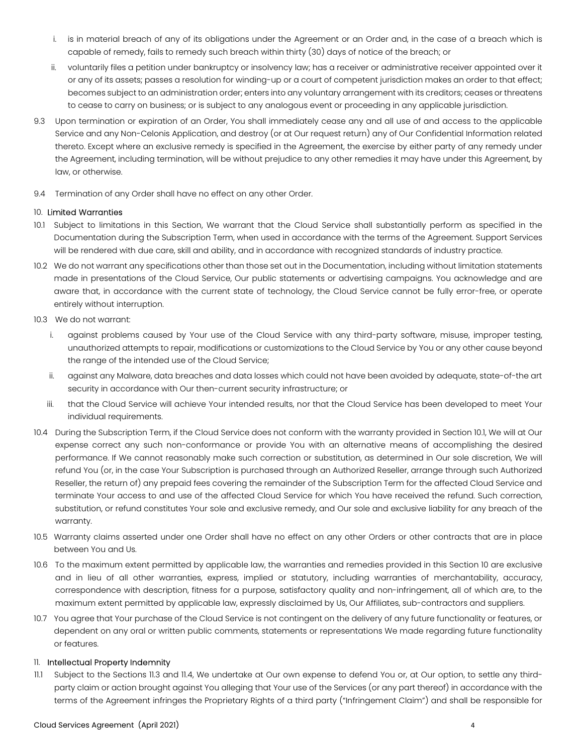i. is in material breach of any of its obligations under the Agreement or an Order and, in the case of a breach which is capable of remedy, fails to remedy such breach within thirty (30) days of notice of the breach; or

ii. voluntarily files a petition under bankruptcy or insolvency law; has a receiver or administrative receiver appointed over it or any of its assets; passes a resolution for winding-up or a court of competent jurisdiction makes an order to that effect; becomes subject to an administration order; enters into any voluntary arrangement with its creditors; ceases or threatens to cease to carry on business; or is subject to any analogous event or proceeding in any applicable jurisdiction.

9.3 Upon termination or expiration of an Order, You shall immediately cease any and all use of and access to the applicable Service and any Non-Celonis Application, and destroy (or at Our request return) any of Our Confidential Information related thereto. Except where an exclusive remedy is specified in the Agreement, the exercise by either party of any remedy under the Agreement, including termination, will be without prejudice to any other remedies it may have under this Agreement, by law, or otherwise.

9.4 Termination of any Order shall have no effect on any other Order.

## 10. Limited Warranties

10.1 Subject to limitations in this Section, We warrant that the Cloud Service shall substantially perform as specified in the Documentation during the Subscription Term, when used in accordance with the terms of the Agreement. Support Services will be rendered with due care, skill and ability, and in accordance with recognized standards of industry practice.

10.2 We do not warrant any specifications other than those set out in the Documentation, including without limitation statements made in presentations of the Cloud Service, Our public statements or advertising campaigns. You acknowledge and are aware that, in accordance with the current state of technology, the Cloud Service cannot be fully error-free, or operate entirely without interruption.

10.3 We do not warrant:

i. against problems caused by Your use of the Cloud Service with any third-party software, misuse, improper testing, unauthorized attempts to repair, modifications or customizations to the Cloud Service by You or any other cause beyond the range of the intended use of the Cloud Service;

ii. against any Malware, data breaches and data losses which could not have been avoided by adequate, state-of-the art security in accordance with Our then-current security infrastructure; or

iii. that the Cloud Service will achieve Your intended results, nor that the Cloud Service has been developed to meet Your individual requirements.

10.4 During the Subscription Term, if the Cloud Service does not conform with the warranty provided in Section 10.1, We will at Our expense correct any such non-conformance or provide You with an alternative means of accomplishing the desired performance. If We cannot reasonably make such correction or substitution, as determined in Our sole discretion, We will refund You (or, in the case Your Subscription is purchased through an Authorized Reseller, arrange through such Authorized Reseller, the return of) any prepaid fees covering the remainder of the Subscription Term for the affected Cloud Service and terminate Your access to and use of the affected Cloud Service for which You have received the refund. Such correction, substitution, or refund constitutes Your sole and exclusive remedy, and Our sole and exclusive liability for any breach of the warranty.

10.5 Warranty claims asserted under one Order shall have no effect on any other Orders or other contracts that are in place between You and Us.

10.6 To the maximum extent permitted by applicable law, the warranties and remedies provided in this Section 10 are exclusive and in lieu of all other warranties, express, implied or statutory, including warranties of merchantability, accuracy, correspondence with description, fitness for a purpose, satisfactory quality and non-infringement, all of which are, to the maximum extent permitted by applicable law, expressly disclaimed by Us, Our Affiliates, sub-contractors and suppliers.

10.7 You agree that Your purchase of the Cloud Service is not contingent on the delivery of any future functionality or features, or dependent on any oral or written public comments, statements or representations We made regarding future functionality or features.

## 11. Intellectual Property Indemnity

11.1 Subject to the Sections 11.3 and 11.4, We undertake at Our own expense to defend You or, at Our option, to settle any third-party claim or action brought against You alleging that Your use of the Services (or any part thereof) in accordance with the terms of the Agreement infringes the Proprietary Rights of a third party ("Infringement Claim") and shall be responsible for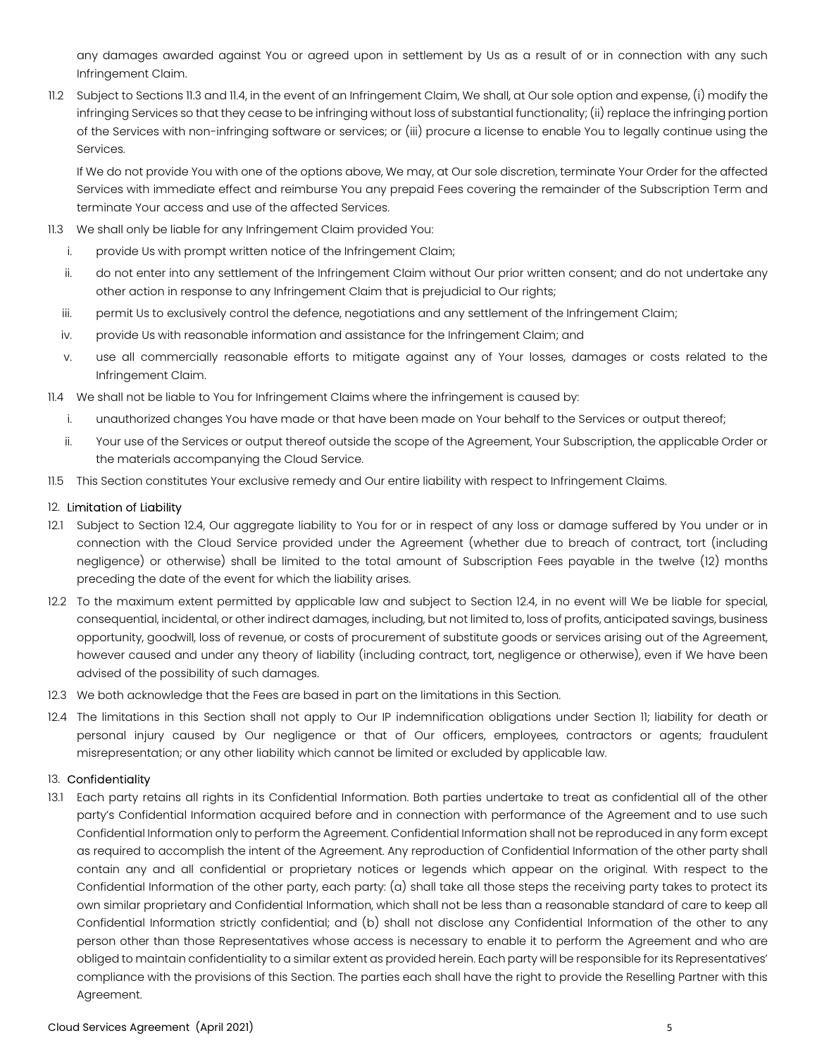any damages awarded against You or agreed upon in settlement by Us as a result of or in connection with any such Infringement Claim.

11.2 Subject to Sections 11.3 and 11.4, in the event of an Infringement Claim, We shall, at Our sole option and expense, (i) modify the infringing Services so that they cease to be infringing without loss of substantial functionality; (ii) replace the infringing portion of the Services with non-infringing software or services; or (iii) procure a license to enable You to legally continue using the Services.

If We do not provide You with one of the options above, We may, at Our sole discretion, terminate Your Order for the affected Services with immediate effect and reimburse You any prepaid Fees covering the remainder of the Subscription Term and terminate Your access and use of the affected Services.

11.3 We shall only be liable for any Infringement Claim provided You:

i. provide Us with prompt written notice of the Infringement Claim;

ii. do not enter into any settlement of the Infringement Claim without Our prior written consent; and do not undertake any other action in response to any Infringement Claim that is prejudicial to Our rights;

iii. permit Us to exclusively control the defence, negotiations and any settlement of the Infringement Claim;

iv. provide Us with reasonable information and assistance for the Infringement Claim; and

v. use all commercially reasonable efforts to mitigate against any of Your losses, damages or costs related to the Infringement Claim.

11.4 We shall not be liable to You for Infringement Claims where the infringement is caused by:

i. unauthorized changes You have made or that have been made on Your behalf to the Services or output thereof;

ii. Your use of the Services or output thereof outside the scope of the Agreement, Your Subscription, the applicable Order or the materials accompanying the Cloud Service.

11.5 This Section constitutes Your exclusive remedy and Our entire liability with respect to Infringement Claims.

## 12. Limitation of Liability

12.1 Subject to Section 12.4, Our aggregate liability to You for or in respect of any loss or damage suffered by You under or in connection with the Cloud Service provided under the Agreement (whether due to breach of contract, tort (including negligence) or otherwise) shall be limited to the total amount of Subscription Fees payable in the twelve (12) months preceding the date of the event for which the liability arises.

12.2 To the maximum extent permitted by applicable law and subject to Section 12.4, in no event will We be liable for special, consequential, incidental, or other indirect damages, including, but not limited to, loss of profits, anticipated savings, business opportunity, goodwill, loss of revenue, or costs of procurement of substitute goods or services arising out of the Agreement, however caused and under any theory of liability (including contract, tort, negligence or otherwise), even if We have been advised of the possibility of such damages.

12.3 We both acknowledge that the Fees are based in part on the limitations in this Section.

12.4 The limitations in this Section shall not apply to Our IP indemnification obligations under Section 11; liability for death or personal injury caused by Our negligence or that of Our officers, employees, contractors or agents; fraudulent misrepresentation; or any other liability which cannot be limited or excluded by applicable law.

## 13. Confidentiality

13.1 Each party retains all rights in its Confidential Information. Both parties undertake to treat as confidential all of the other party's Confidential Information acquired before and in connection with performance of the Agreement and to use such Confidential Information only to perform the Agreement. Confidential Information shall not be reproduced in any form except as required to accomplish the intent of the Agreement. Any reproduction of Confidential Information of the other party shall contain any and all confidential or proprietary notices or legends which appear on the original. With respect to the Confidential Information of the other party, each party: (a) shall take all those steps the receiving party takes to protect its own similar proprietary and Confidential Information, which shall not be less than a reasonable standard of care to keep all Confidential Information strictly confidential; and (b) shall not disclose any Confidential Information of the other to any person other than those Representatives whose access is necessary to enable it to perform the Agreement and who are obliged to maintain confidentiality to a similar extent as provided herein. Each party will be responsible for its Representatives' compliance with the provisions of this Section. The parties each shall have the right to provide the Reselling Partner with this Agreement.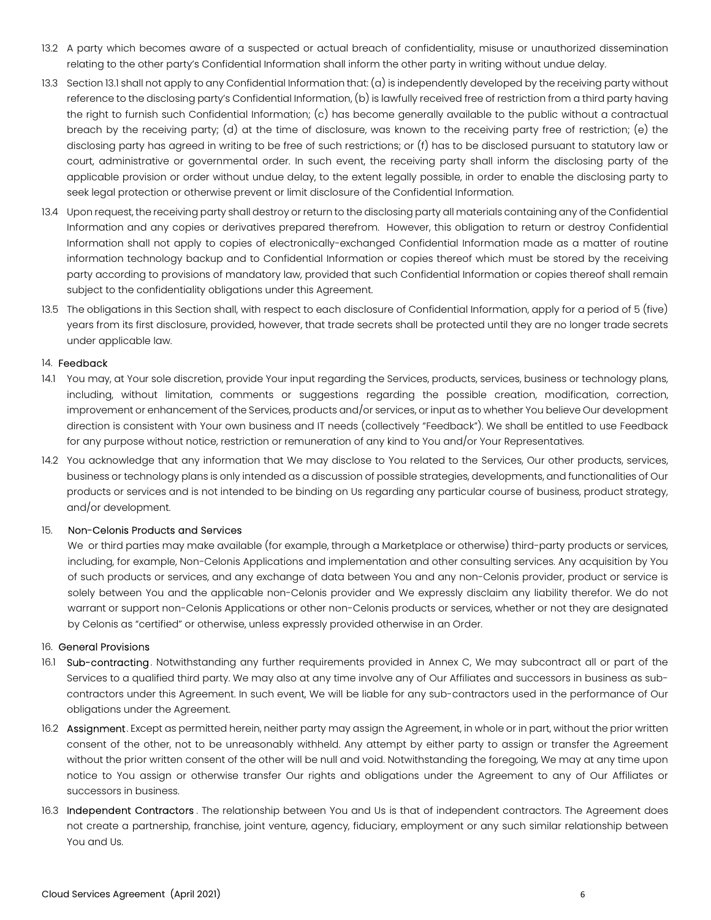13.2 A party which becomes aware of a suspected or actual breach of confidentiality, misuse or unauthorized dissemination relating to the other party's Confidential Information shall inform the other party in writing without undue delay.

13.3 Section 13.1 shall not apply to any Confidential Information that: (a) is independently developed by the receiving party without reference to the disclosing party's Confidential Information, (b) is lawfully received free of restriction from a third party having the right to furnish such Confidential Information; (c) has become generally available to the public without a contractual breach by the receiving party; (d) at the time of disclosure, was known to the receiving party free of restriction; (e) the disclosing party has agreed in writing to be free of such restrictions; or (f) has to be disclosed pursuant to statutory law or court, administrative or governmental order. In such event, the receiving party shall inform the disclosing party of the applicable provision or order without undue delay, to the extent legally possible, in order to enable the disclosing party to seek legal protection or otherwise prevent or limit disclosure of the Confidential Information.

13.4 Upon request, the receiving party shall destroy or return to the disclosing party all materials containing any of the Confidential Information and any copies or derivatives prepared therefrom. However, this obligation to return or destroy Confidential Information shall not apply to copies of electronically-exchanged Confidential Information made as a matter of routine information technology backup and to Confidential Information or copies thereof which must be stored by the receiving party according to provisions of mandatory law, provided that such Confidential Information or copies thereof shall remain subject to the confidentiality obligations under this Agreement.

13.5 The obligations in this Section shall, with respect to each disclosure of Confidential Information, apply for a period of 5 (five) years from its first disclosure, provided, however, that trade secrets shall be protected until they are no longer trade secrets under applicable law.

## 14. Feedback

14.1 You may, at Your sole discretion, provide Your input regarding the Services, products, services, business or technology plans, including, without limitation, comments or suggestions regarding the possible creation, modification, correction, improvement or enhancement of the Services, products and/or services, or input as to whether You believe Our development direction is consistent with Your own business and IT needs (collectively "Feedback"). We shall be entitled to use Feedback for any purpose without notice, restriction or remuneration of any kind to You and/or Your Representatives.

14.2 You acknowledge that any information that We may disclose to You related to the Services, Our other products, services, business or technology plans is only intended as a discussion of possible strategies, developments, and functionalities of Our products or services and is not intended to be binding on Us regarding any particular course of business, product strategy, and/or development.

## 15. Non-Celonis Products and Services

We or third parties may make available (for example, through a Marketplace or otherwise) third-party products or services, including, for example, Non-Celonis Applications and implementation and other consulting services. Any acquisition by You of such products or services, and any exchange of data between You and any non-Celonis provider, product or service is solely between You and the applicable non-Celonis provider and We expressly disclaim any liability therefor. We do not warrant or support non-Celonis Applications or other non-Celonis products or services, whether or not they are designated by Celonis as "certified" or otherwise, unless expressly provided otherwise in an Order.

## 16. General Provisions

16.1 **Sub-contracting**. Notwithstanding any further requirements provided in Annex C, We may subcontract all or part of the Services to a qualified third party. We may also at any time involve any of Our Affiliates and successors in business as sub-contractors under this Agreement. In such event, We will be liable for any sub-contractors used in the performance of Our obligations under the Agreement.

16.2 **Assignment**. Except as permitted herein, neither party may assign the Agreement, in whole or in part, without the prior written consent of the other, not to be unreasonably withheld. Any attempt by either party to assign or transfer the Agreement without the prior written consent of the other will be null and void. Notwithstanding the foregoing, We may at any time upon notice to You assign or otherwise transfer Our rights and obligations under the Agreement to any of Our Affiliates or successors in business.

16.3 **Independent Contractors**. The relationship between You and Us is that of independent contractors. The Agreement does not create a partnership, franchise, joint venture, agency, fiduciary, employment or any such similar relationship between You and Us.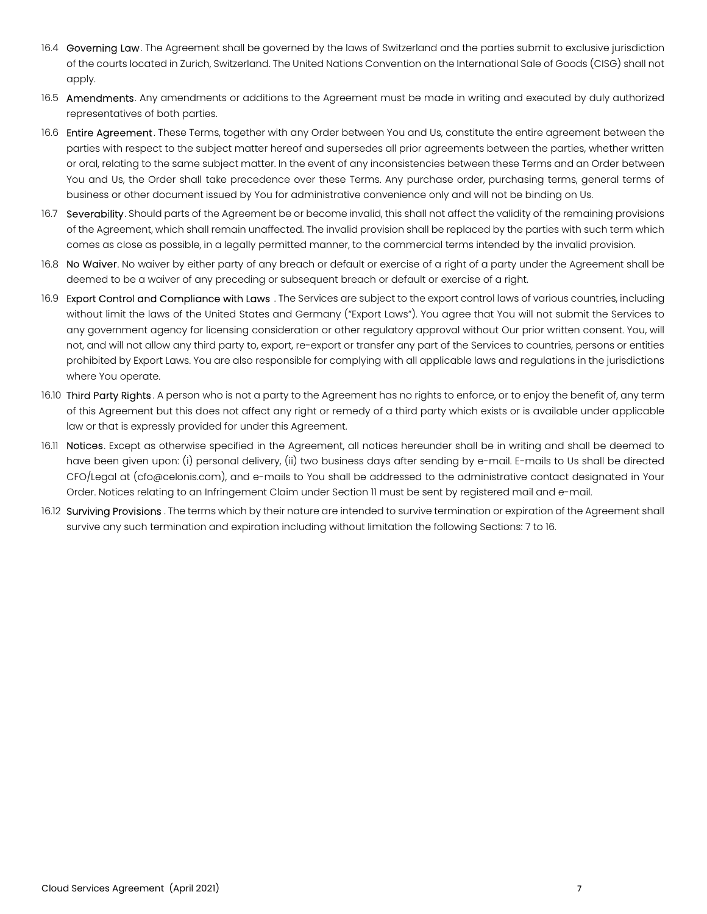16.4 **Governing Law**. The Agreement shall be governed by the laws of Switzerland and the parties submit to exclusive jurisdiction of the courts located in Zurich, Switzerland. The United Nations Convention on the International Sale of Goods (CISG) shall not apply.

16.5 **Amendments**. Any amendments or additions to the Agreement must be made in writing and executed by duly authorized representatives of both parties.

16.6 **Entire Agreement**. These Terms, together with any Order between You and Us, constitute the entire agreement between the parties with respect to the subject matter hereof and supersedes all prior agreements between the parties, whether written or oral, relating to the same subject matter. In the event of any inconsistencies between these Terms and an Order between You and Us, the Order shall take precedence over these Terms. Any purchase order, purchasing terms, general terms of business or other document issued by You for administrative convenience only and will not be binding on Us.

16.7 **Severability**. Should parts of the Agreement be or become invalid, this shall not affect the validity of the remaining provisions of the Agreement, which shall remain unaffected. The invalid provision shall be replaced by the parties with such term which comes as close as possible, in a legally permitted manner, to the commercial terms intended by the invalid provision.

16.8 **No Waiver**. No waiver by either party of any breach or default or exercise of a right of a party under the Agreement shall be deemed to be a waiver of any preceding or subsequent breach or default or exercise of a right.

16.9 **Export Control and Compliance with Laws** . The Services are subject to the export control laws of various countries, including without limit the laws of the United States and Germany ("Export Laws"). You agree that You will not submit the Services to any government agency for licensing consideration or other regulatory approval without Our prior written consent. You, will not, and will not allow any third party to, export, re-export or transfer any part of the Services to countries, persons or entities prohibited by Export Laws. You are also responsible for complying with all applicable laws and regulations in the jurisdictions where You operate.

16.10 **Third Party Rights**. A person who is not a party to the Agreement has no rights to enforce, or to enjoy the benefit of, any term of this Agreement but this does not affect any right or remedy of a third party which exists or is available under applicable law or that is expressly provided for under this Agreement.

16.11 **Notices**. Except as otherwise specified in the Agreement, all notices hereunder shall be in writing and shall be deemed to have been given upon: (i) personal delivery, (ii) two business days after sending by e-mail. E-mails to Us shall be directed CFO/Legal at (cfo@celonis.com), and e-mails to You shall be addressed to the administrative contact designated in Your Order. Notices relating to an Infringement Claim under Section 11 must be sent by registered mail and e-mail.

16.12 **Surviving Provisions** . The terms which by their nature are intended to survive termination or expiration of the Agreement shall survive any such termination and expiration including without limitation the following Sections: 7 to 16.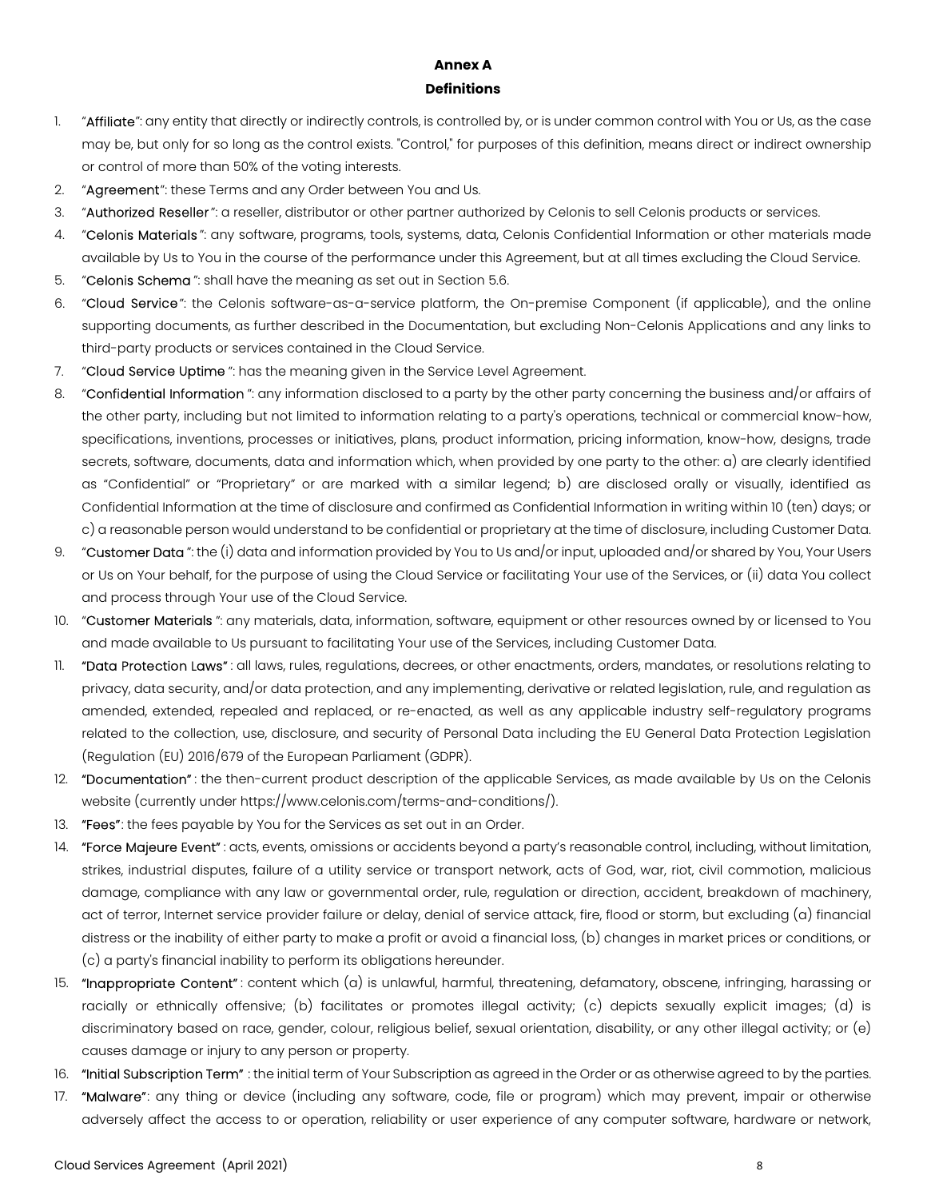## Annex A

## Definitions

1. "**Affiliate**": any entity that directly or indirectly controls, is controlled by, or is under common control with You or Us, as the case may be, but only for so long as the control exists. "Control," for purposes of this definition, means direct or indirect ownership or control of more than 50% of the voting interests.
2. "**Agreement**": these Terms and any Order between You and Us.
3. "**Authorized Reseller**": a reseller, distributor or other partner authorized by Celonis to sell Celonis products or services.
4. "**Celonis Materials**": any software, programs, tools, systems, data, Celonis Confidential Information or other materials made available by Us to You in the course of the performance under this Agreement, but at all times excluding the Cloud Service.
5. "**Celonis Schema**": shall have the meaning as set out in Section 5.6.
6. "**Cloud Service**": the Celonis software-as-a-service platform, the On-premise Component (if applicable), and the online supporting documents, as further described in the Documentation, but excluding Non-Celonis Applications and any links to third-party products or services contained in the Cloud Service.
7. "**Cloud Service Uptime**": has the meaning given in the Service Level Agreement.
8. "**Confidential Information**": any information disclosed to a party by the other party concerning the business and/or affairs of the other party, including but not limited to information relating to a party's operations, technical or commercial know-how, specifications, inventions, processes or initiatives, plans, product information, pricing information, know-how, designs, trade secrets, software, documents, data and information which, when provided by one party to the other: a) are clearly identified as "Confidential" or "Proprietary" or are marked with a similar legend; b) are disclosed orally or visually, identified as Confidential Information at the time of disclosure and confirmed as Confidential Information in writing within 10 (ten) days; or c) a reasonable person would understand to be confidential or proprietary at the time of disclosure, including Customer Data.
9. "**Customer Data**": the (i) data and information provided by You to Us and/or input, uploaded and/or shared by You, Your Users or Us on Your behalf, for the purpose of using the Cloud Service or facilitating Your use of the Services, or (ii) data You collect and process through Your use of the Cloud Service.
10. "**Customer Materials**": any materials, data, information, software, equipment or other resources owned by or licensed to You and made available to Us pursuant to facilitating Your use of the Services, including Customer Data.
11. "**Data Protection Laws**": all laws, rules, regulations, decrees, or other enactments, orders, mandates, or resolutions relating to privacy, data security, and/or data protection, and any implementing, derivative or related legislation, rule, and regulation as amended, extended, repealed and replaced, or re-enacted, as well as any applicable industry self-regulatory programs related to the collection, use, disclosure, and security of Personal Data including the EU General Data Protection Legislation (Regulation (EU) 2016/679 of the European Parliament (GDPR).
12. "**Documentation**": the then-current product description of the applicable Services, as made available by Us on the Celonis website (currently under https://www.celonis.com/terms-and-conditions/).
13. "**Fees**": the fees payable by You for the Services as set out in an Order.
14. "**Force Majeure Event**": acts, events, omissions or accidents beyond a party's reasonable control, including, without limitation, strikes, industrial disputes, failure of a utility service or transport network, acts of God, war, riot, civil commotion, malicious damage, compliance with any law or governmental order, rule, regulation or direction, accident, breakdown of machinery, act of terror, Internet service provider failure or delay, denial of service attack, fire, flood or storm, but excluding (a) financial distress or the inability of either party to make a profit or avoid a financial loss, (b) changes in market prices or conditions, or (c) a party's financial inability to perform its obligations hereunder.
15. "**Inappropriate Content**": content which (a) is unlawful, harmful, threatening, defamatory, obscene, infringing, harassing or racially or ethnically offensive; (b) facilitates or promotes illegal activity; (c) depicts sexually explicit images; (d) is discriminatory based on race, gender, colour, religious belief, sexual orientation, disability, or any other illegal activity; or (e) causes damage or injury to any person or property.
16. "**Initial Subscription Term**": the initial term of Your Subscription as agreed in the Order or as otherwise agreed to by the parties.
17. "**Malware**": any thing or device (including any software, code, file or program) which may prevent, impair or otherwise adversely affect the access to or operation, reliability or user experience of any computer software, hardware or network,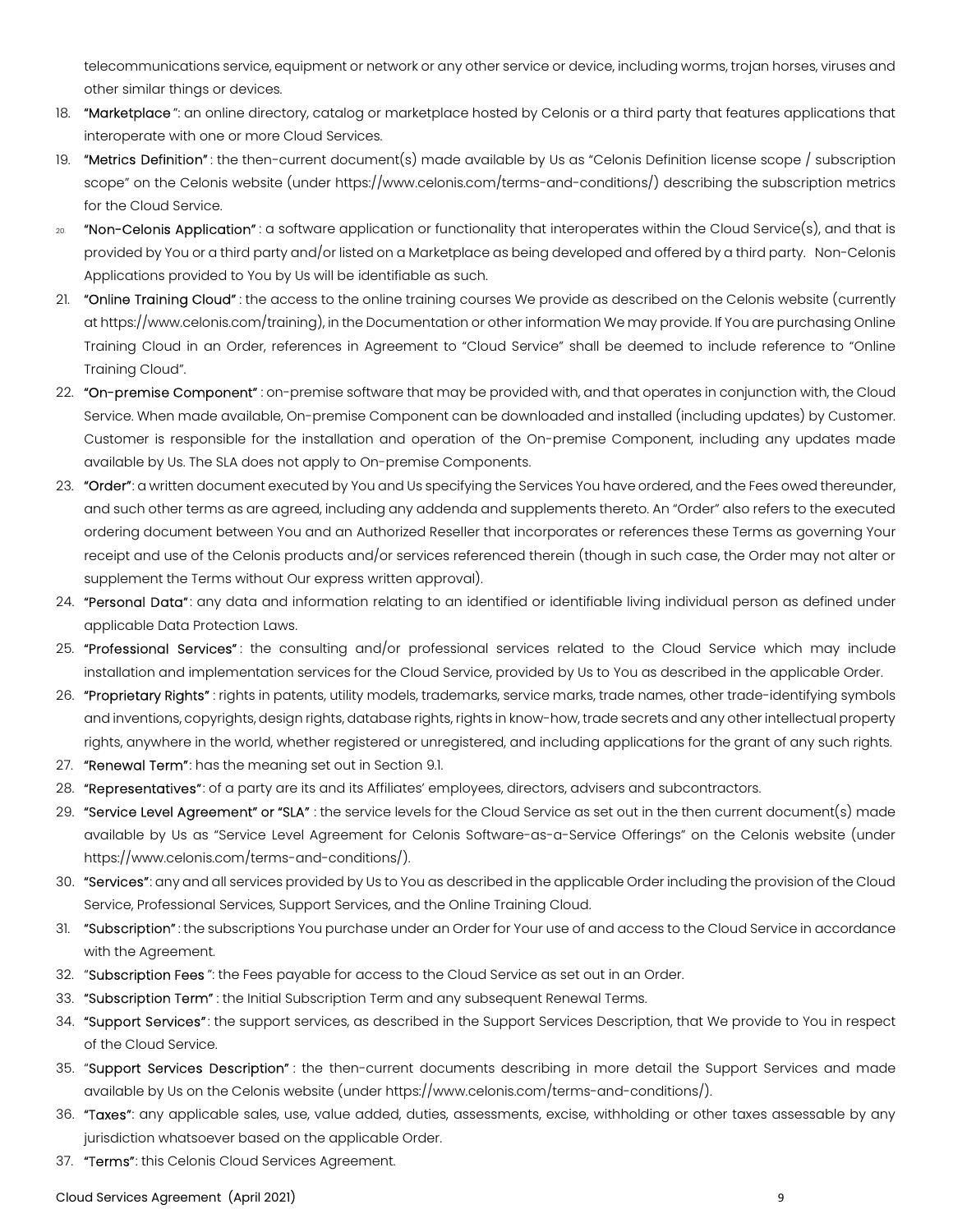telecommunications service, equipment or network or any other service or device, including worms, trojan horses, viruses and other similar things or devices.

18. **"Marketplace"**: an online directory, catalog or marketplace hosted by Celonis or a third party that features applications that interoperate with one or more Cloud Services.
19. **"Metrics Definition"**: the then-current document(s) made available by Us as "Celonis Definition license scope / subscription scope" on the Celonis website (under https://www.celonis.com/terms-and-conditions/) describing the subscription metrics for the Cloud Service.
20. **"Non-Celonis Application"**: a software application or functionality that interoperates within the Cloud Service(s), and that is provided by You or a third party and/or listed on a Marketplace as being developed and offered by a third party. Non-Celonis Applications provided to You by Us will be identifiable as such.
21. **"Online Training Cloud"**: the access to the online training courses We provide as described on the Celonis website (currently at https://www.celonis.com/training), in the Documentation or other information We may provide. If You are purchasing Online Training Cloud in an Order, references in Agreement to "Cloud Service" shall be deemed to include reference to "Online Training Cloud".
22. **"On-premise Component"**: on-premise software that may be provided with, and that operates in conjunction with, the Cloud Service. When made available, On-premise Component can be downloaded and installed (including updates) by Customer. Customer is responsible for the installation and operation of the On-premise Component, including any updates made available by Us. The SLA does not apply to On-premise Components.
23. **"Order"**: a written document executed by You and Us specifying the Services You have ordered, and the Fees owed thereunder, and such other terms as are agreed, including any addenda and supplements thereto. An "Order" also refers to the executed ordering document between You and an Authorized Reseller that incorporates or references these Terms as governing Your receipt and use of the Celonis products and/or services referenced therein (though in such case, the Order may not alter or supplement the Terms without Our express written approval).
24. **"Personal Data"**: any data and information relating to an identified or identifiable living individual person as defined under applicable Data Protection Laws.
25. **"Professional Services"**: the consulting and/or professional services related to the Cloud Service which may include installation and implementation services for the Cloud Service, provided by Us to You as described in the applicable Order.
26. **"Proprietary Rights"**: rights in patents, utility models, trademarks, service marks, trade names, other trade-identifying symbols and inventions, copyrights, design rights, database rights, rights in know-how, trade secrets and any other intellectual property rights, anywhere in the world, whether registered or unregistered, and including applications for the grant of any such rights.
27. **"Renewal Term"**: has the meaning set out in Section 9.1.
28. **"Representatives"**: of a party are its and its Affiliates' employees, directors, advisers and subcontractors.
29. **"Service Level Agreement" or "SLA"**: the service levels for the Cloud Service as set out in the then current document(s) made available by Us as "Service Level Agreement for Celonis Software-as-a-Service Offerings" on the Celonis website (under https://www.celonis.com/terms-and-conditions/).
30. **"Services"**: any and all services provided by Us to You as described in the applicable Order including the provision of the Cloud Service, Professional Services, Support Services, and the Online Training Cloud.
31. **"Subscription"**: the subscriptions You purchase under an Order for Your use of and access to the Cloud Service in accordance with the Agreement.
32. **"Subscription Fees"**: the Fees payable for access to the Cloud Service as set out in an Order.
33. **"Subscription Term"**: the Initial Subscription Term and any subsequent Renewal Terms.
34. **"Support Services"**: the support services, as described in the Support Services Description, that We provide to You in respect of the Cloud Service.
35. **"Support Services Description"**: the then-current documents describing in more detail the Support Services and made available by Us on the Celonis website (under https://www.celonis.com/terms-and-conditions/).
36. **"Taxes"**: any applicable sales, use, value added, duties, assessments, excise, withholding or other taxes assessable by any jurisdiction whatsoever based on the applicable Order.
37. **"Terms"**: this Celonis Cloud Services Agreement.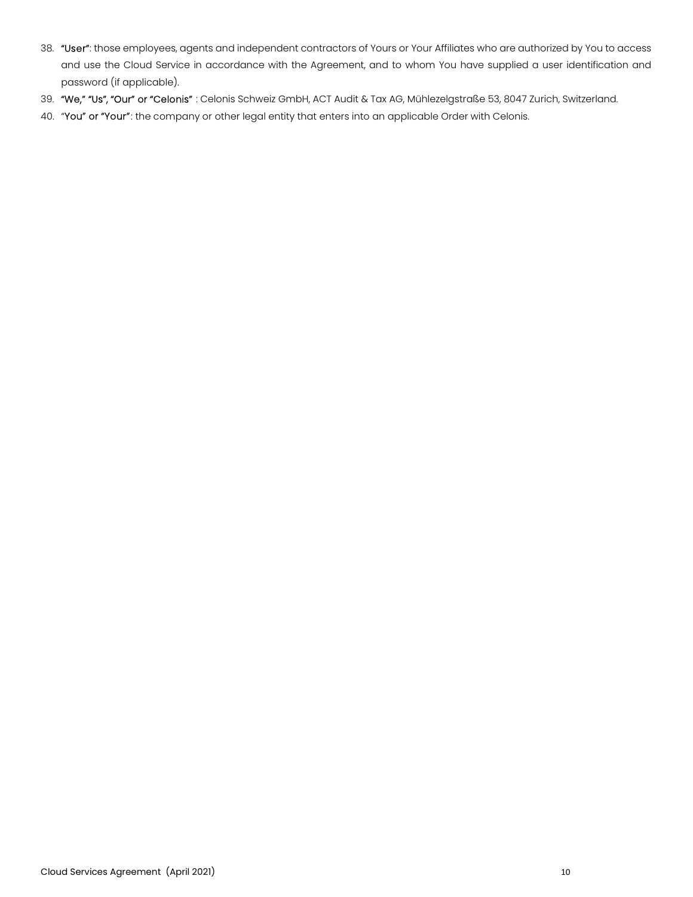38. **"User"**: those employees, agents and independent contractors of Yours or Your Affiliates who are authorized by You to access and use the Cloud Service in accordance with the Agreement, and to whom You have supplied a user identification and password (if applicable).
39. **"We," "Us", "Our" or "Celonis"** : Celonis Schweiz GmbH, ACT Audit & Tax AG, Mühlezelgstraße 53, 8047 Zurich, Switzerland.
40. "**You" or "Your"**: the company or other legal entity that enters into an applicable Order with Celonis.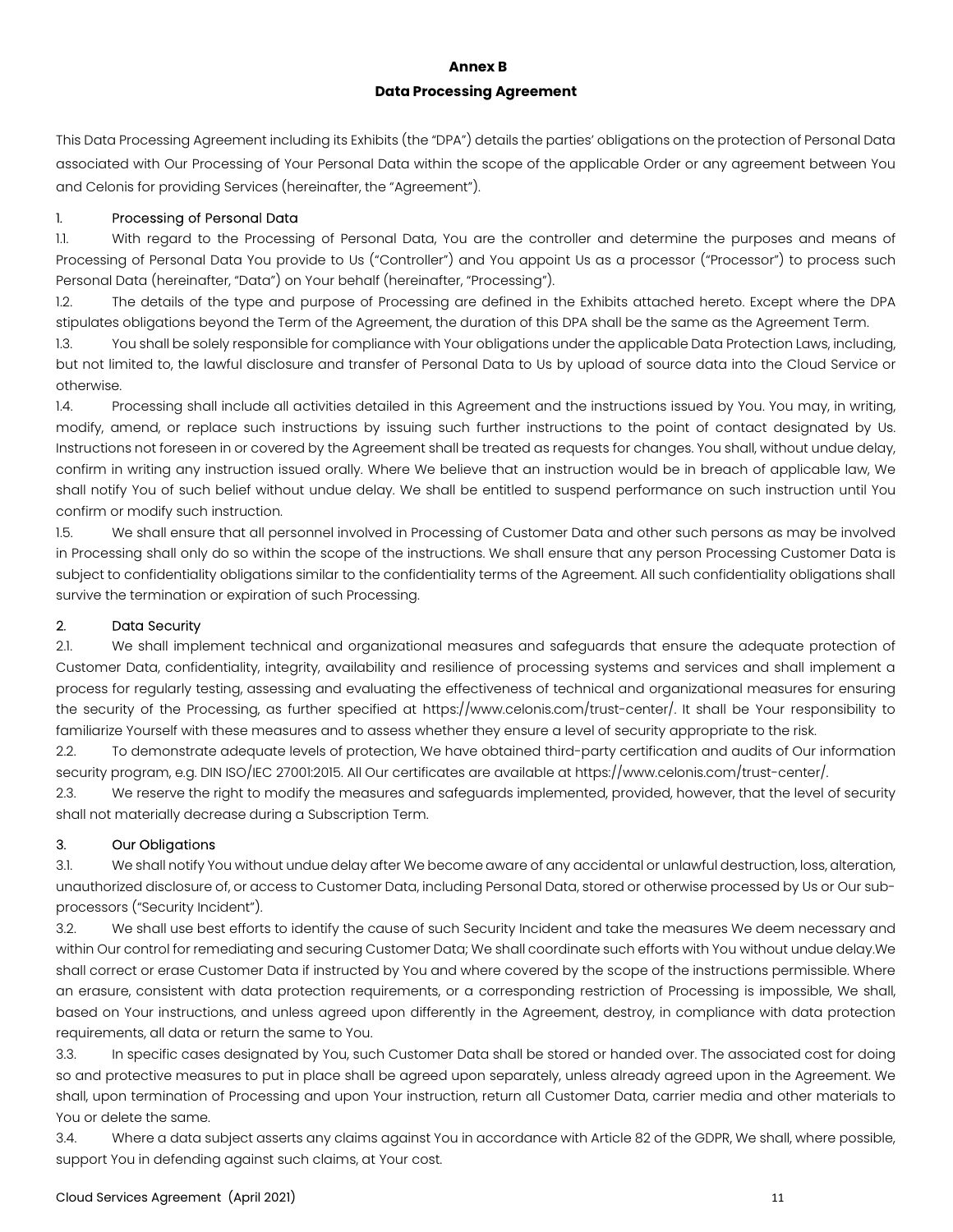**Annex B**

**Data Processing Agreement**

This Data Processing Agreement including its Exhibits (the "DPA") details the parties' obligations on the protection of Personal Data associated with Our Processing of Your Personal Data within the scope of the applicable Order or any agreement between You and Celonis for providing Services (hereinafter, the "Agreement").

1. Processing of Personal Data

1.1. With regard to the Processing of Personal Data, You are the controller and determine the purposes and means of Processing of Personal Data You provide to Us ("Controller") and You appoint Us as a processor ("Processor") to process such Personal Data (hereinafter, "Data") on Your behalf (hereinafter, "Processing").

1.2. The details of the type and purpose of Processing are defined in the Exhibits attached hereto. Except where the DPA stipulates obligations beyond the Term of the Agreement, the duration of this DPA shall be the same as the Agreement Term.

1.3. You shall be solely responsible for compliance with Your obligations under the applicable Data Protection Laws, including, but not limited to, the lawful disclosure and transfer of Personal Data to Us by upload of source data into the Cloud Service or otherwise.

1.4. Processing shall include all activities detailed in this Agreement and the instructions issued by You. You may, in writing, modify, amend, or replace such instructions by issuing such further instructions to the point of contact designated by Us. Instructions not foreseen in or covered by the Agreement shall be treated as requests for changes. You shall, without undue delay, confirm in writing any instruction issued orally. Where We believe that an instruction would be in breach of applicable law, We shall notify You of such belief without undue delay. We shall be entitled to suspend performance on such instruction until You confirm or modify such instruction.

1.5. We shall ensure that all personnel involved in Processing of Customer Data and other such persons as may be involved in Processing shall only do so within the scope of the instructions. We shall ensure that any person Processing Customer Data is subject to confidentiality obligations similar to the confidentiality terms of the Agreement. All such confidentiality obligations shall survive the termination or expiration of such Processing.

2. Data Security

2.1. We shall implement technical and organizational measures and safeguards that ensure the adequate protection of Customer Data, confidentiality, integrity, availability and resilience of processing systems and services and shall implement a process for regularly testing, assessing and evaluating the effectiveness of technical and organizational measures for ensuring the security of the Processing, as further specified at https://www.celonis.com/trust-center/. It shall be Your responsibility to familiarize Yourself with these measures and to assess whether they ensure a level of security appropriate to the risk.

2.2. To demonstrate adequate levels of protection, We have obtained third-party certification and audits of Our information security program, e.g. DIN ISO/IEC 27001:2015. All Our certificates are available at https://www.celonis.com/trust-center/.

2.3. We reserve the right to modify the measures and safeguards implemented, provided, however, that the level of security shall not materially decrease during a Subscription Term.

3. Our Obligations

3.1. We shall notify You without undue delay after We become aware of any accidental or unlawful destruction, loss, alteration, unauthorized disclosure of, or access to Customer Data, including Personal Data, stored or otherwise processed by Us or Our sub-processors ("Security Incident").

3.2. We shall use best efforts to identify the cause of such Security Incident and take the measures We deem necessary and within Our control for remediating and securing Customer Data; We shall coordinate such efforts with You without undue delay.We shall correct or erase Customer Data if instructed by You and where covered by the scope of the instructions permissible. Where an erasure, consistent with data protection requirements, or a corresponding restriction of Processing is impossible, We shall, based on Your instructions, and unless agreed upon differently in the Agreement, destroy, in compliance with data protection requirements, all data or return the same to You.

3.3. In specific cases designated by You, such Customer Data shall be stored or handed over. The associated cost for doing so and protective measures to put in place shall be agreed upon separately, unless already agreed upon in the Agreement. We shall, upon termination of Processing and upon Your instruction, return all Customer Data, carrier media and other materials to You or delete the same.

3.4. Where a data subject asserts any claims against You in accordance with Article 82 of the GDPR, We shall, where possible, support You in defending against such claims, at Your cost.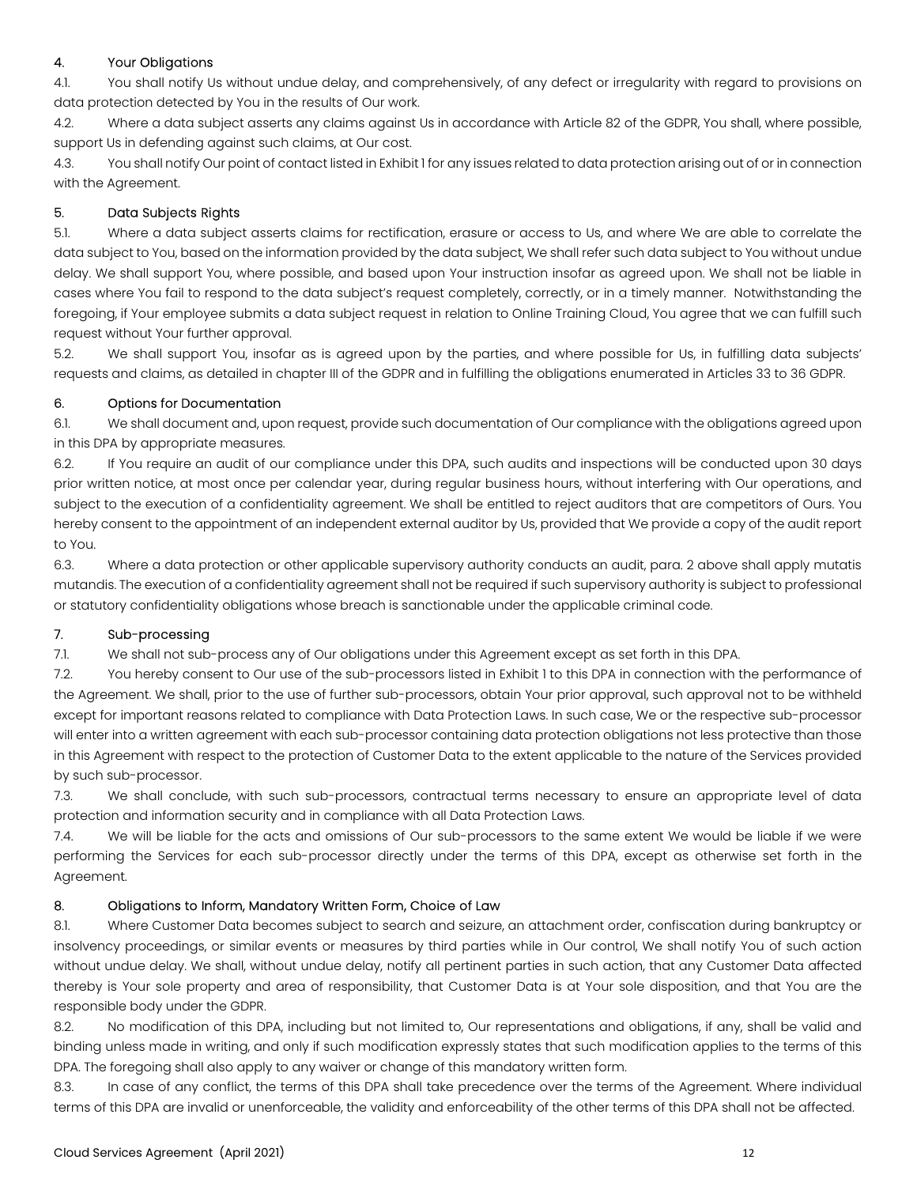## 4. Your Obligations

4.1. You shall notify Us without undue delay, and comprehensively, of any defect or irregularity with regard to provisions on data protection detected by You in the results of Our work.

4.2. Where a data subject asserts any claims against Us in accordance with Article 82 of the GDPR, You shall, where possible, support Us in defending against such claims, at Our cost.

4.3. You shall notify Our point of contact listed in Exhibit 1 for any issues related to data protection arising out of or in connection with the Agreement.

## 5. Data Subjects Rights

5.1. Where a data subject asserts claims for rectification, erasure or access to Us, and where We are able to correlate the data subject to You, based on the information provided by the data subject, We shall refer such data subject to You without undue delay. We shall support You, where possible, and based upon Your instruction insofar as agreed upon. We shall not be liable in cases where You fail to respond to the data subject's request completely, correctly, or in a timely manner. Notwithstanding the foregoing, if Your employee submits a data subject request in relation to Online Training Cloud, You agree that we can fulfill such request without Your further approval.

5.2. We shall support You, insofar as is agreed upon by the parties, and where possible for Us, in fulfilling data subjects' requests and claims, as detailed in chapter III of the GDPR and in fulfilling the obligations enumerated in Articles 33 to 36 GDPR.

## 6. Options for Documentation

6.1. We shall document and, upon request, provide such documentation of Our compliance with the obligations agreed upon in this DPA by appropriate measures.

6.2. If You require an audit of our compliance under this DPA, such audits and inspections will be conducted upon 30 days prior written notice, at most once per calendar year, during regular business hours, without interfering with Our operations, and subject to the execution of a confidentiality agreement. We shall be entitled to reject auditors that are competitors of Ours. You hereby consent to the appointment of an independent external auditor by Us, provided that We provide a copy of the audit report to You.

6.3. Where a data protection or other applicable supervisory authority conducts an audit, para. 2 above shall apply mutatis mutandis. The execution of a confidentiality agreement shall not be required if such supervisory authority is subject to professional or statutory confidentiality obligations whose breach is sanctionable under the applicable criminal code.

## 7. Sub-processing

7.1. We shall not sub-process any of Our obligations under this Agreement except as set forth in this DPA.

7.2. You hereby consent to Our use of the sub-processors listed in Exhibit 1 to this DPA in connection with the performance of the Agreement. We shall, prior to the use of further sub-processors, obtain Your prior approval, such approval not to be withheld except for important reasons related to compliance with Data Protection Laws. In such case, We or the respective sub-processor will enter into a written agreement with each sub-processor containing data protection obligations not less protective than those in this Agreement with respect to the protection of Customer Data to the extent applicable to the nature of the Services provided by such sub-processor.

7.3. We shall conclude, with such sub-processors, contractual terms necessary to ensure an appropriate level of data protection and information security and in compliance with all Data Protection Laws.

7.4. We will be liable for the acts and omissions of Our sub-processors to the same extent We would be liable if we were performing the Services for each sub-processor directly under the terms of this DPA, except as otherwise set forth in the Agreement.

## 8. Obligations to Inform, Mandatory Written Form, Choice of Law

8.1. Where Customer Data becomes subject to search and seizure, an attachment order, confiscation during bankruptcy or insolvency proceedings, or similar events or measures by third parties while in Our control, We shall notify You of such action without undue delay. We shall, without undue delay, notify all pertinent parties in such action, that any Customer Data affected thereby is Your sole property and area of responsibility, that Customer Data is at Your sole disposition, and that You are the responsible body under the GDPR.

8.2. No modification of this DPA, including but not limited to, Our representations and obligations, if any, shall be valid and binding unless made in writing, and only if such modification expressly states that such modification applies to the terms of this DPA. The foregoing shall also apply to any waiver or change of this mandatory written form.

8.3. In case of any conflict, the terms of this DPA shall take precedence over the terms of the Agreement. Where individual terms of this DPA are invalid or unenforceable, the validity and enforceability of the other terms of this DPA shall not be affected.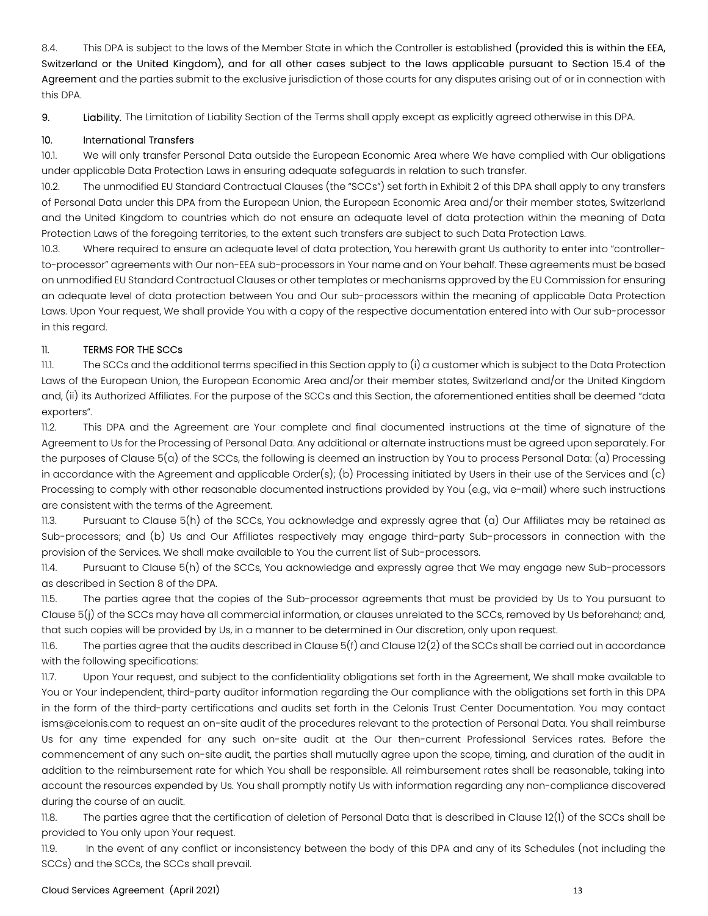8.4. This DPA is subject to the laws of the Member State in which the Controller is established (provided this is within the EEA, Switzerland or the United Kingdom), and for all other cases subject to the laws applicable pursuant to Section 15.4 of the Agreement and the parties submit to the exclusive jurisdiction of those courts for any disputes arising out of or in connection with this DPA.

9. Liability. The Limitation of Liability Section of the Terms shall apply except as explicitly agreed otherwise in this DPA.

10. International Transfers

10.1. We will only transfer Personal Data outside the European Economic Area where We have complied with Our obligations under applicable Data Protection Laws in ensuring adequate safeguards in relation to such transfer.

10.2. The unmodified EU Standard Contractual Clauses (the "SCCs") set forth in Exhibit 2 of this DPA shall apply to any transfers of Personal Data under this DPA from the European Union, the European Economic Area and/or their member states, Switzerland and the United Kingdom to countries which do not ensure an adequate level of data protection within the meaning of Data Protection Laws of the foregoing territories, to the extent such transfers are subject to such Data Protection Laws.

10.3. Where required to ensure an adequate level of data protection, You herewith grant Us authority to enter into "controller-to-processor" agreements with Our non-EEA sub-processors in Your name and on Your behalf. These agreements must be based on unmodified EU Standard Contractual Clauses or other templates or mechanisms approved by the EU Commission for ensuring an adequate level of data protection between You and Our sub-processors within the meaning of applicable Data Protection Laws. Upon Your request, We shall provide You with a copy of the respective documentation entered into with Our sub-processor in this regard.

11. TERMS FOR THE SCCs

11.1. The SCCs and the additional terms specified in this Section apply to (i) a customer which is subject to the Data Protection Laws of the European Union, the European Economic Area and/or their member states, Switzerland and/or the United Kingdom and, (ii) its Authorized Affiliates. For the purpose of the SCCs and this Section, the aforementioned entities shall be deemed "data exporters".

11.2. This DPA and the Agreement are Your complete and final documented instructions at the time of signature of the Agreement to Us for the Processing of Personal Data. Any additional or alternate instructions must be agreed upon separately. For the purposes of Clause 5(a) of the SCCs, the following is deemed an instruction by You to process Personal Data: (a) Processing in accordance with the Agreement and applicable Order(s); (b) Processing initiated by Users in their use of the Services and (c) Processing to comply with other reasonable documented instructions provided by You (e.g., via e-mail) where such instructions are consistent with the terms of the Agreement.

11.3. Pursuant to Clause 5(h) of the SCCs, You acknowledge and expressly agree that (a) Our Affiliates may be retained as Sub-processors; and (b) Us and Our Affiliates respectively may engage third-party Sub-processors in connection with the provision of the Services. We shall make available to You the current list of Sub-processors.

11.4. Pursuant to Clause 5(h) of the SCCs, You acknowledge and expressly agree that We may engage new Sub-processors as described in Section 8 of the DPA.

11.5. The parties agree that the copies of the Sub-processor agreements that must be provided by Us to You pursuant to Clause 5(j) of the SCCs may have all commercial information, or clauses unrelated to the SCCs, removed by Us beforehand; and, that such copies will be provided by Us, in a manner to be determined in Our discretion, only upon request.

11.6. The parties agree that the audits described in Clause 5(f) and Clause 12(2) of the SCCs shall be carried out in accordance with the following specifications:

11.7. Upon Your request, and subject to the confidentiality obligations set forth in the Agreement, We shall make available to You or Your independent, third-party auditor information regarding the Our compliance with the obligations set forth in this DPA in the form of the third-party certifications and audits set forth in the Celonis Trust Center Documentation. You may contact isms@celonis.com to request an on-site audit of the procedures relevant to the protection of Personal Data. You shall reimburse Us for any time expended for any such on-site audit at the Our then-current Professional Services rates. Before the commencement of any such on-site audit, the parties shall mutually agree upon the scope, timing, and duration of the audit in addition to the reimbursement rate for which You shall be responsible. All reimbursement rates shall be reasonable, taking into account the resources expended by Us. You shall promptly notify Us with information regarding any non-compliance discovered during the course of an audit.

11.8. The parties agree that the certification of deletion of Personal Data that is described in Clause 12(1) of the SCCs shall be provided to You only upon Your request.

11.9. In the event of any conflict or inconsistency between the body of this DPA and any of its Schedules (not including the SCCs) and the SCCs, the SCCs shall prevail.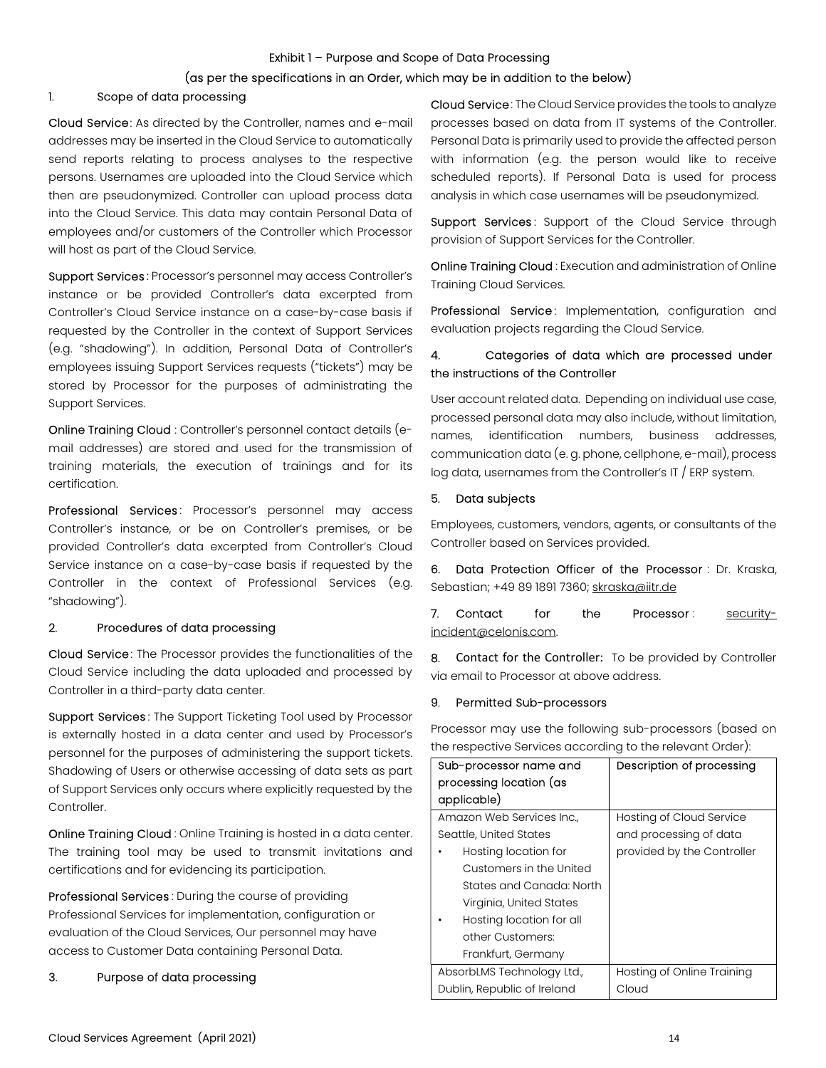Exhibit 1 – Purpose and Scope of Data Processing

(as per the specifications in an Order, which may be in addition to the below)

## 1. Scope of data processing

**Cloud Service**: As directed by the Controller, names and e-mail addresses may be inserted in the Cloud Service to automatically send reports relating to process analyses to the respective persons. Usernames are uploaded into the Cloud Service which then are pseudonymized. Controller can upload process data into the Cloud Service. This data may contain Personal Data of employees and/or customers of the Controller which Processor will host as part of the Cloud Service.

**Support Services**: Processor's personnel may access Controller's instance or be provided Controller's data excerpted from Controller's Cloud Service instance on a case-by-case basis if requested by the Controller in the context of Support Services (e.g. "shadowing"). In addition, Personal Data of Controller's employees issuing Support Services requests ("tickets") may be stored by Processor for the purposes of administrating the Support Services.

**Online Training Cloud**: Controller's personnel contact details (e-mail addresses) are stored and used for the transmission of training materials, the execution of trainings and for its certification.

**Professional Services**: Processor's personnel may access Controller's instance, or be on Controller's premises, or be provided Controller's data excerpted from Controller's Cloud Service instance on a case-by-case basis if requested by the Controller in the context of Professional Services (e.g. "shadowing").

## 2. Procedures of data processing

**Cloud Service**: The Processor provides the functionalities of the Cloud Service including the data uploaded and processed by Controller in a third-party data center.

**Support Services**: The Support Ticketing Tool used by Processor is externally hosted in a data center and used by Processor's personnel for the purposes of administering the support tickets. Shadowing of Users or otherwise accessing of data sets as part of Support Services only occurs where explicitly requested by the Controller.

**Online Training Cloud**: Online Training is hosted in a data center. The training tool may be used to transmit invitations and certifications and for evidencing its participation.

**Professional Services**: During the course of providing Professional Services for implementation, configuration or evaluation of the Cloud Services, Our personnel may have access to Customer Data containing Personal Data.

## 3. Purpose of data processing

**Cloud Service**: The Cloud Service provides the tools to analyze processes based on data from IT systems of the Controller. Personal Data is primarily used to provide the affected person with information (e.g. the person would like to receive scheduled reports). If Personal Data is used for process analysis in which case usernames will be pseudonymized.

**Support Services**: Support of the Cloud Service through provision of Support Services for the Controller.

**Online Training Cloud**: Execution and administration of Online Training Cloud Services.

**Professional Service**: Implementation, configuration and evaluation projects regarding the Cloud Service.

## 4. Categories of data which are processed under the instructions of the Controller

User account related data. Depending on individual use case, processed personal data may also include, without limitation, names, identification numbers, business addresses, communication data (e. g. phone, cellphone, e-mail), process log data, usernames from the Controller's IT / ERP system.

## 5. Data subjects

Employees, customers, vendors, agents, or consultants of the Controller based on Services provided.

**6. Data Protection Officer of the Processor**: Dr. Kraska, Sebastian; +49 89 1891 7360; skraska@iitr.de

**7. Contact for the Processor**: security-incident@celonis.com.

**8. Contact for the Controller:** To be provided by Controller via email to Processor at above address.

## 9. Permitted Sub-processors

Processor may use the following sub-processors (based on the respective Services according to the relevant Order):

| Sub-processor name and processing location (as applicable) | Description of processing |
|---|---|
| Amazon Web Services Inc., Seattle, United States<br>• Hosting location for Customers in the United States and Canada: North Virginia, United States<br>• Hosting location for all other Customers: Frankfurt, Germany | Hosting of Cloud Service and processing of data provided by the Controller |
| AbsorbLMS Technology Ltd., Dublin, Republic of Ireland | Hosting of Online Training Cloud |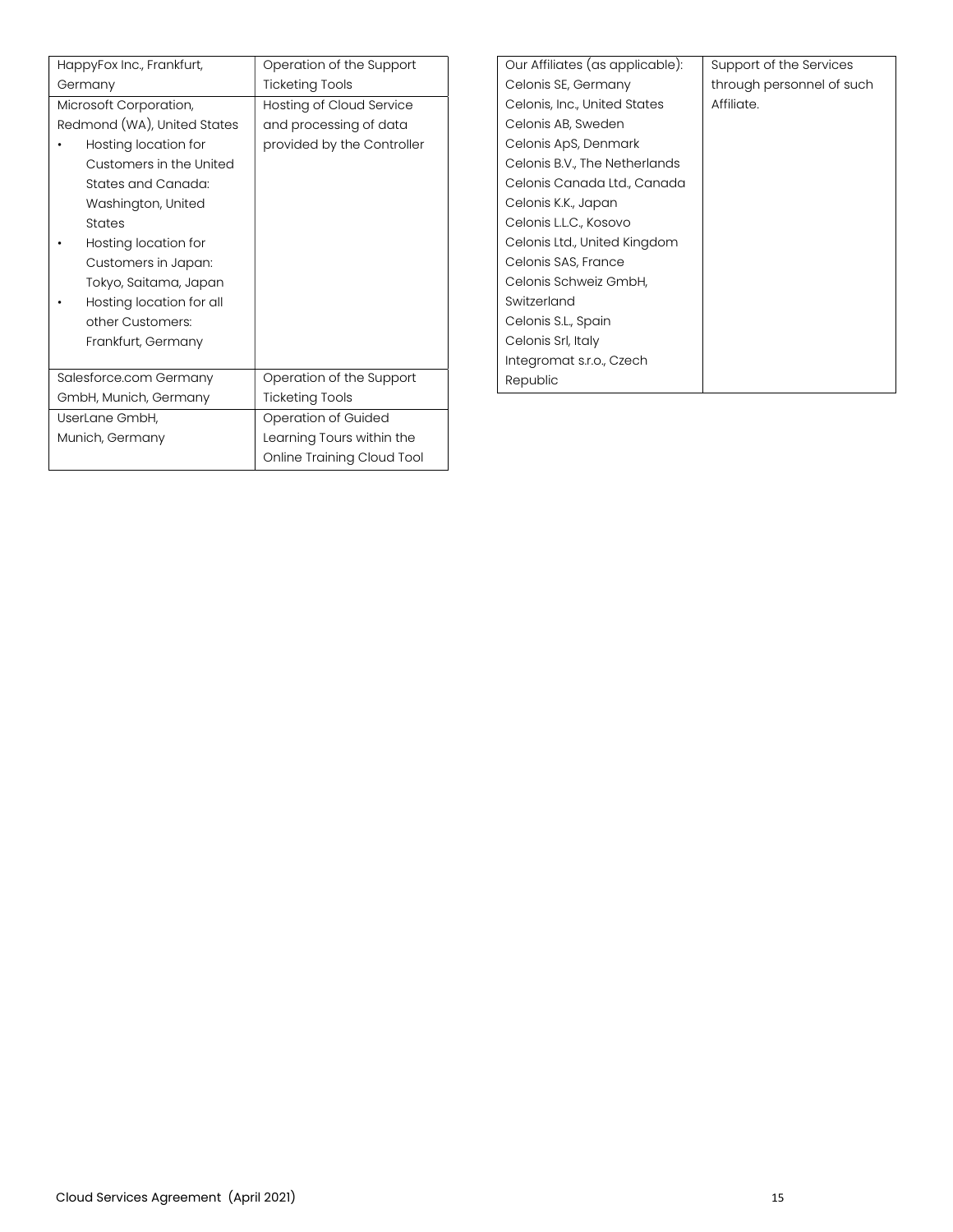| | |
|---|---|
| HappyFox Inc., Frankfurt, Germany | Operation of the Support Ticketing Tools |
| Microsoft Corporation, Redmond (WA), United States<br>• Hosting location for Customers in the United States and Canada: Washington, United States<br>• Hosting location for Customers in Japan: Tokyo, Saitama, Japan<br>• Hosting location for all other Customers: Frankfurt, Germany | Hosting of Cloud Service and processing of data provided by the Controller |
| Salesforce.com Germany GmbH, Munich, Germany | Operation of the Support Ticketing Tools |
| UserLane GmbH, Munich, Germany | Operation of Guided Learning Tours within the Online Training Cloud Tool |
| Our Affiliates (as applicable):<br>Celonis SE, Germany<br>Celonis, Inc., United States<br>Celonis AB, Sweden<br>Celonis ApS, Denmark<br>Celonis B.V., The Netherlands<br>Celonis Canada Ltd., Canada<br>Celonis K.K., Japan<br>Celonis L.L.C., Kosovo<br>Celonis Ltd., United Kingdom<br>Celonis SAS, France<br>Celonis Schweiz GmbH, Switzerland<br>Celonis S.L., Spain<br>Celonis Srl, Italy<br>Integromat s.r.o., Czech Republic | Support of the Services through personnel of such Affiliate. |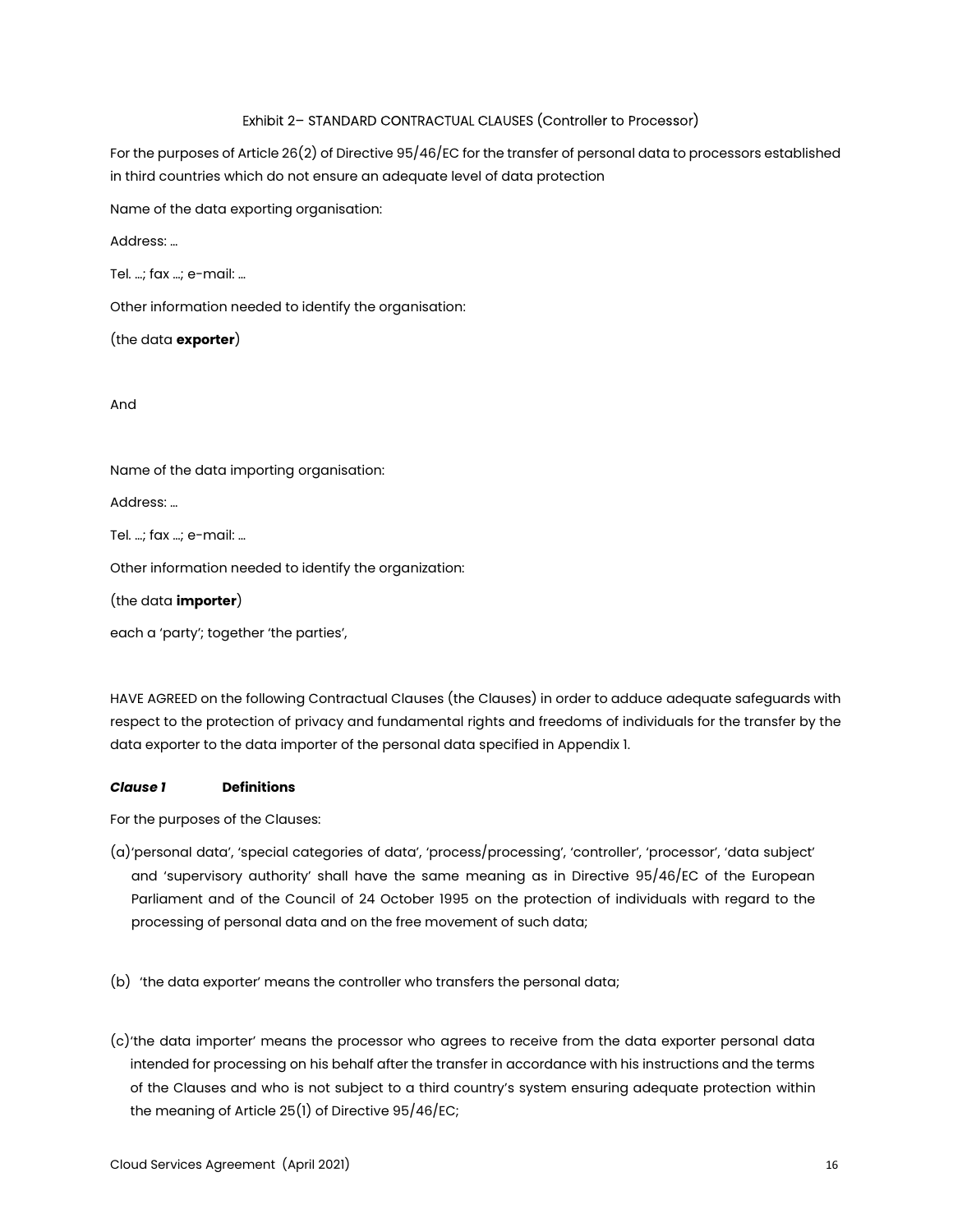Exhibit 2– STANDARD CONTRACTUAL CLAUSES (Controller to Processor)

For the purposes of Article 26(2) of Directive 95/46/EC for the transfer of personal data to processors established in third countries which do not ensure an adequate level of data protection

Name of the data exporting organisation:

Address: ...

Tel. ...; fax ...; e-mail: ...

Other information needed to identify the organisation:

(the data **exporter**)

And

Name of the data importing organisation:

Address: ...

Tel. ...; fax ...; e-mail: ...

Other information needed to identify the organization:

(the data **importer**)

each a 'party'; together 'the parties',

HAVE AGREED on the following Contractual Clauses (the Clauses) in order to adduce adequate safeguards with respect to the protection of privacy and fundamental rights and freedoms of individuals for the transfer by the data exporter to the data importer of the personal data specified in Appendix 1.

***Clause 1*** **Definitions**

For the purposes of the Clauses:

(a) 'personal data', 'special categories of data', 'process/processing', 'controller', 'processor', 'data subject' and 'supervisory authority' shall have the same meaning as in Directive 95/46/EC of the European Parliament and of the Council of 24 October 1995 on the protection of individuals with regard to the processing of personal data and on the free movement of such data;

(b) 'the data exporter' means the controller who transfers the personal data;

(c) 'the data importer' means the processor who agrees to receive from the data exporter personal data intended for processing on his behalf after the transfer in accordance with his instructions and the terms of the Clauses and who is not subject to a third country's system ensuring adequate protection within the meaning of Article 25(1) of Directive 95/46/EC;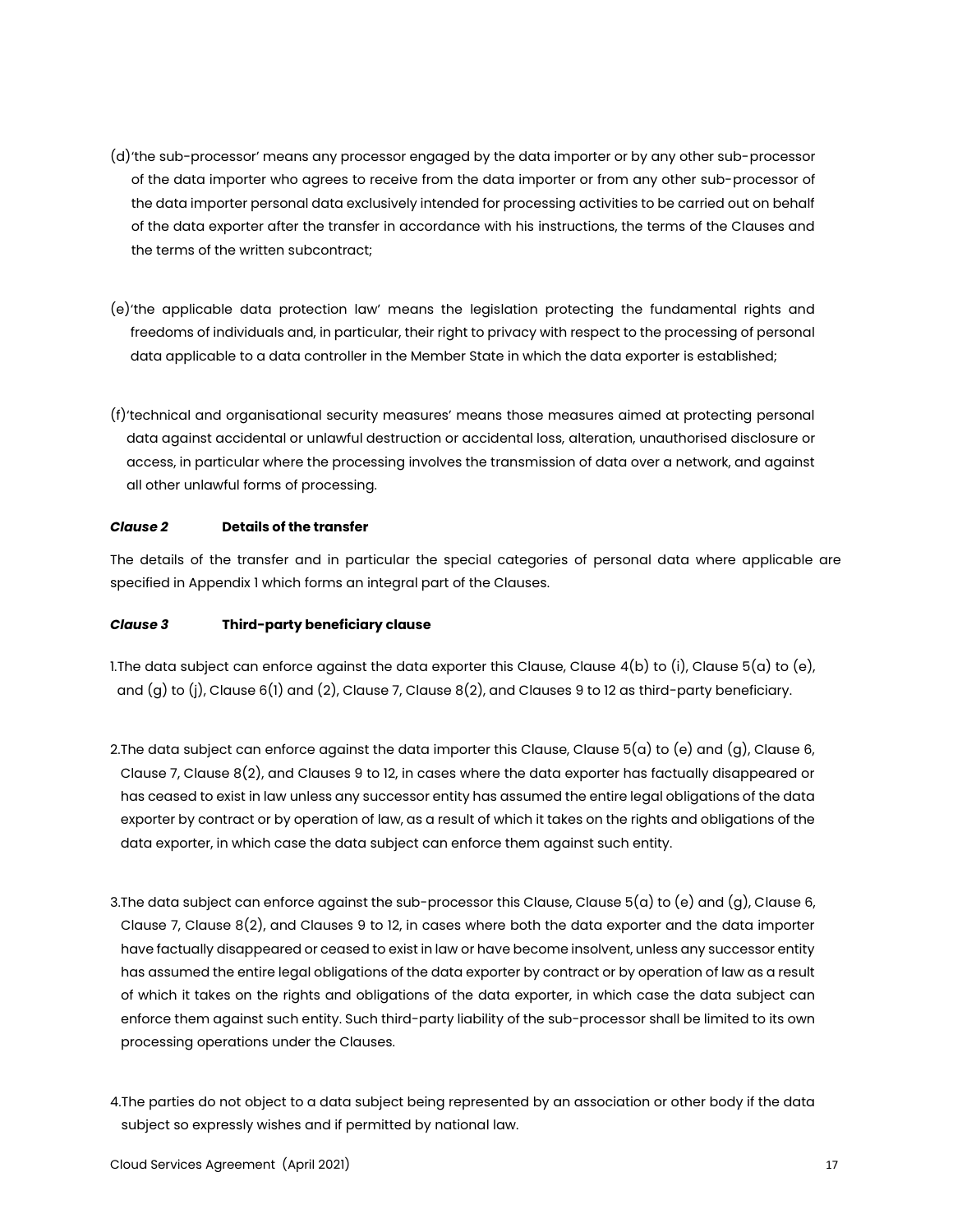(d) 'the sub-processor' means any processor engaged by the data importer or by any other sub-processor of the data importer who agrees to receive from the data importer or from any other sub-processor of the data importer personal data exclusively intended for processing activities to be carried out on behalf of the data exporter after the transfer in accordance with his instructions, the terms of the Clauses and the terms of the written subcontract;

(e) 'the applicable data protection law' means the legislation protecting the fundamental rights and freedoms of individuals and, in particular, their right to privacy with respect to the processing of personal data applicable to a data controller in the Member State in which the data exporter is established;

(f) 'technical and organisational security measures' means those measures aimed at protecting personal data against accidental or unlawful destruction or accidental loss, alteration, unauthorised disclosure or access, in particular where the processing involves the transmission of data over a network, and against all other unlawful forms of processing.

***Clause 2*** **Details of the transfer**

The details of the transfer and in particular the special categories of personal data where applicable are specified in Appendix 1 which forms an integral part of the Clauses.

***Clause 3*** **Third-party beneficiary clause**

1. The data subject can enforce against the data exporter this Clause, Clause 4(b) to (i), Clause 5(a) to (e), and (g) to (j), Clause 6(1) and (2), Clause 7, Clause 8(2), and Clauses 9 to 12 as third-party beneficiary.

2. The data subject can enforce against the data importer this Clause, Clause 5(a) to (e) and (g), Clause 6, Clause 7, Clause 8(2), and Clauses 9 to 12, in cases where the data exporter has factually disappeared or has ceased to exist in law unless any successor entity has assumed the entire legal obligations of the data exporter by contract or by operation of law, as a result of which it takes on the rights and obligations of the data exporter, in which case the data subject can enforce them against such entity.

3. The data subject can enforce against the sub-processor this Clause, Clause 5(a) to (e) and (g), Clause 6, Clause 7, Clause 8(2), and Clauses 9 to 12, in cases where both the data exporter and the data importer have factually disappeared or ceased to exist in law or have become insolvent, unless any successor entity has assumed the entire legal obligations of the data exporter by contract or by operation of law as a result of which it takes on the rights and obligations of the data exporter, in which case the data subject can enforce them against such entity. Such third-party liability of the sub-processor shall be limited to its own processing operations under the Clauses.

4. The parties do not object to a data subject being represented by an association or other body if the data subject so expressly wishes and if permitted by national law.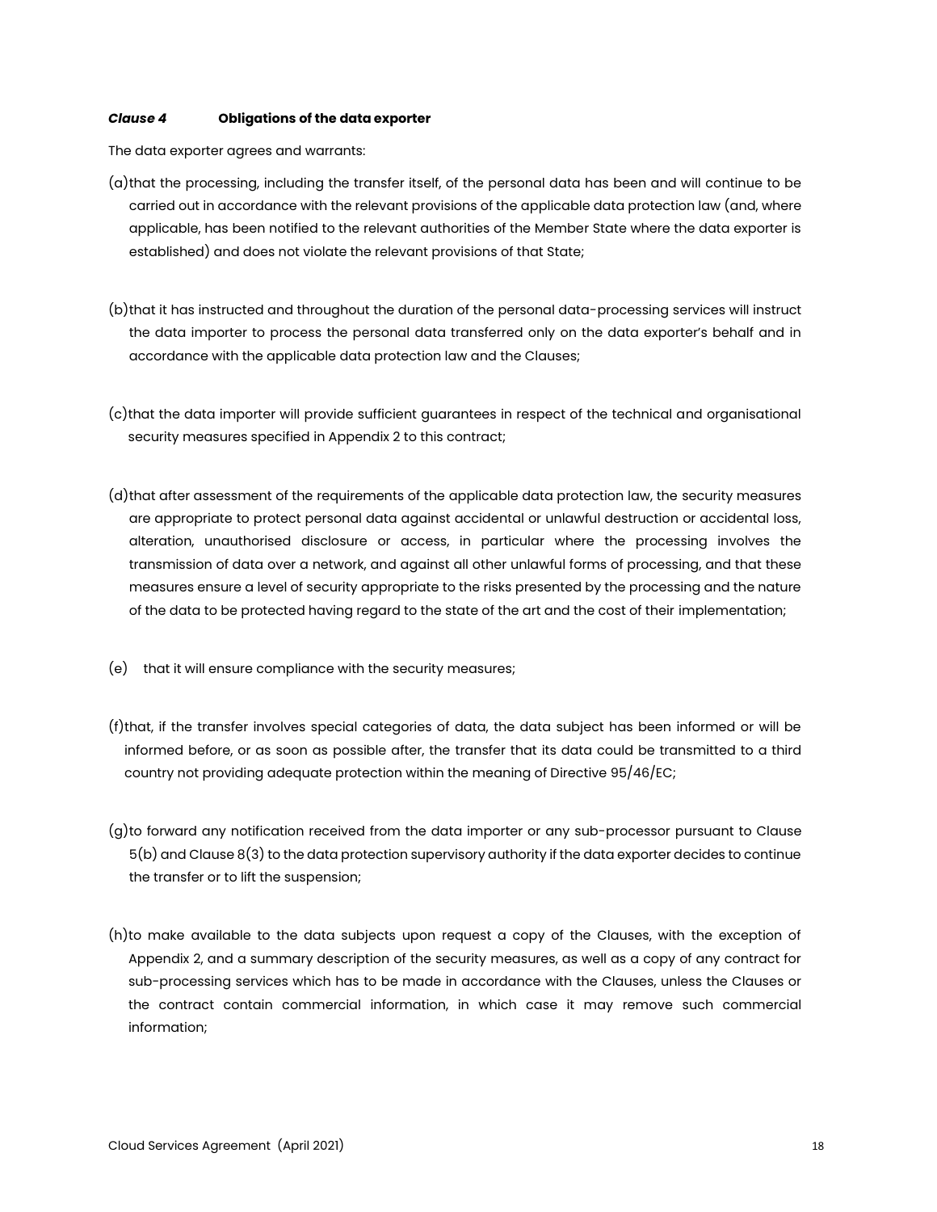***Clause 4*** **Obligations of the data exporter**

The data exporter agrees and warrants:

(a) that the processing, including the transfer itself, of the personal data has been and will continue to be carried out in accordance with the relevant provisions of the applicable data protection law (and, where applicable, has been notified to the relevant authorities of the Member State where the data exporter is established) and does not violate the relevant provisions of that State;

(b) that it has instructed and throughout the duration of the personal data-processing services will instruct the data importer to process the personal data transferred only on the data exporter's behalf and in accordance with the applicable data protection law and the Clauses;

(c) that the data importer will provide sufficient guarantees in respect of the technical and organisational security measures specified in Appendix 2 to this contract;

(d) that after assessment of the requirements of the applicable data protection law, the security measures are appropriate to protect personal data against accidental or unlawful destruction or accidental loss, alteration, unauthorised disclosure or access, in particular where the processing involves the transmission of data over a network, and against all other unlawful forms of processing, and that these measures ensure a level of security appropriate to the risks presented by the processing and the nature of the data to be protected having regard to the state of the art and the cost of their implementation;

(e) that it will ensure compliance with the security measures;

(f) that, if the transfer involves special categories of data, the data subject has been informed or will be informed before, or as soon as possible after, the transfer that its data could be transmitted to a third country not providing adequate protection within the meaning of Directive 95/46/EC;

(g) to forward any notification received from the data importer or any sub-processor pursuant to Clause 5(b) and Clause 8(3) to the data protection supervisory authority if the data exporter decides to continue the transfer or to lift the suspension;

(h) to make available to the data subjects upon request a copy of the Clauses, with the exception of Appendix 2, and a summary description of the security measures, as well as a copy of any contract for sub-processing services which has to be made in accordance with the Clauses, unless the Clauses or the contract contain commercial information, in which case it may remove such commercial information;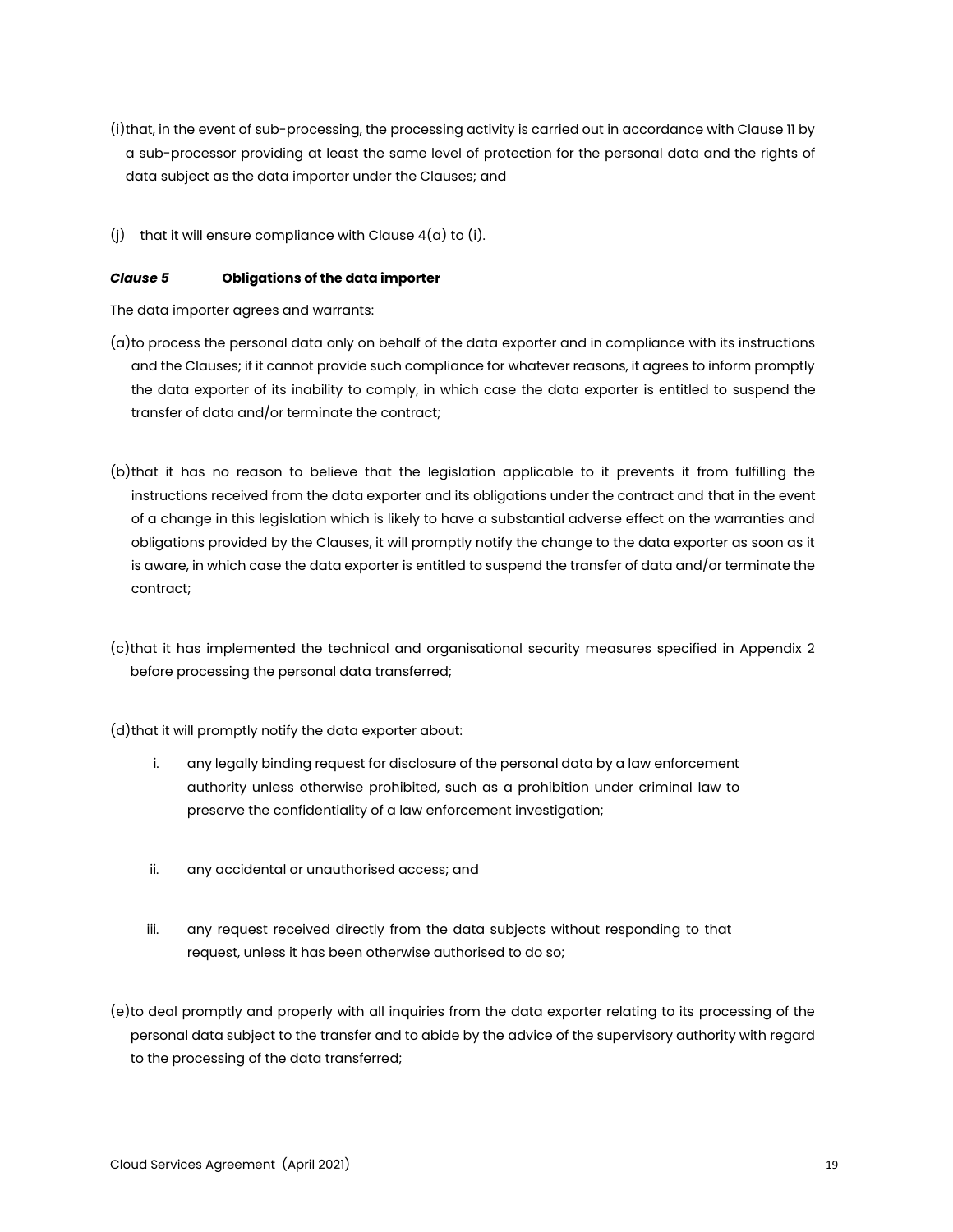(i) that, in the event of sub-processing, the processing activity is carried out in accordance with Clause 11 by a sub-processor providing at least the same level of protection for the personal data and the rights of data subject as the data importer under the Clauses; and

(j) that it will ensure compliance with Clause 4(a) to (i).

***Clause 5*** **Obligations of the data importer**

The data importer agrees and warrants:

(a) to process the personal data only on behalf of the data exporter and in compliance with its instructions and the Clauses; if it cannot provide such compliance for whatever reasons, it agrees to inform promptly the data exporter of its inability to comply, in which case the data exporter is entitled to suspend the transfer of data and/or terminate the contract;

(b) that it has no reason to believe that the legislation applicable to it prevents it from fulfilling the instructions received from the data exporter and its obligations under the contract and that in the event of a change in this legislation which is likely to have a substantial adverse effect on the warranties and obligations provided by the Clauses, it will promptly notify the change to the data exporter as soon as it is aware, in which case the data exporter is entitled to suspend the transfer of data and/or terminate the contract;

(c) that it has implemented the technical and organisational security measures specified in Appendix 2 before processing the personal data transferred;

(d) that it will promptly notify the data exporter about:

i. any legally binding request for disclosure of the personal data by a law enforcement authority unless otherwise prohibited, such as a prohibition under criminal law to preserve the confidentiality of a law enforcement investigation;

ii. any accidental or unauthorised access; and

iii. any request received directly from the data subjects without responding to that request, unless it has been otherwise authorised to do so;

(e) to deal promptly and properly with all inquiries from the data exporter relating to its processing of the personal data subject to the transfer and to abide by the advice of the supervisory authority with regard to the processing of the data transferred;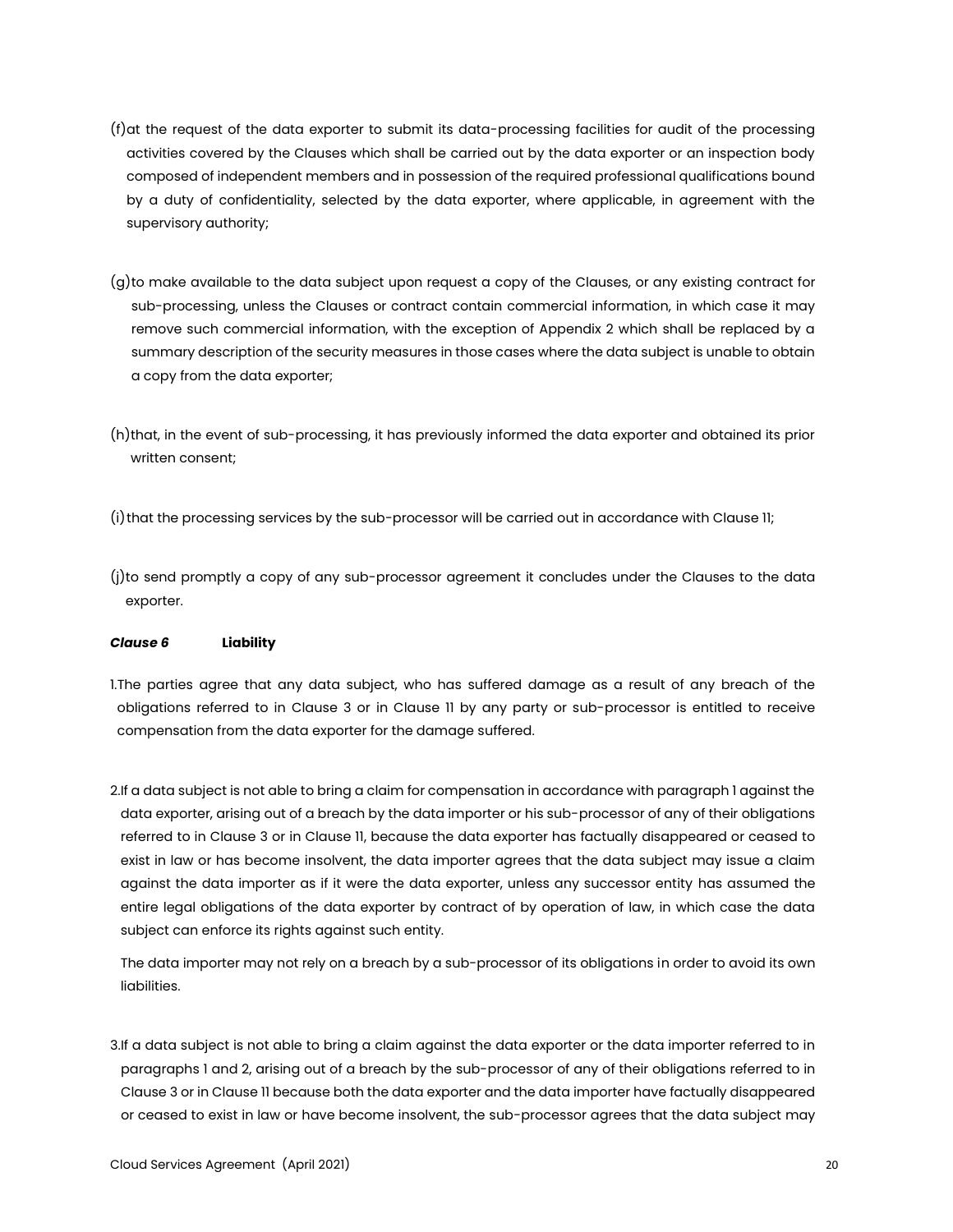(f) at the request of the data exporter to submit its data-processing facilities for audit of the processing activities covered by the Clauses which shall be carried out by the data exporter or an inspection body composed of independent members and in possession of the required professional qualifications bound by a duty of confidentiality, selected by the data exporter, where applicable, in agreement with the supervisory authority;

(g) to make available to the data subject upon request a copy of the Clauses, or any existing contract for sub-processing, unless the Clauses or contract contain commercial information, in which case it may remove such commercial information, with the exception of Appendix 2 which shall be replaced by a summary description of the security measures in those cases where the data subject is unable to obtain a copy from the data exporter;

(h) that, in the event of sub-processing, it has previously informed the data exporter and obtained its prior written consent;

(i) that the processing services by the sub-processor will be carried out in accordance with Clause 11;

(j) to send promptly a copy of any sub-processor agreement it concludes under the Clauses to the data exporter.

***Clause 6*** **Liability**

1. The parties agree that any data subject, who has suffered damage as a result of any breach of the obligations referred to in Clause 3 or in Clause 11 by any party or sub-processor is entitled to receive compensation from the data exporter for the damage suffered.

2. If a data subject is not able to bring a claim for compensation in accordance with paragraph 1 against the data exporter, arising out of a breach by the data importer or his sub-processor of any of their obligations referred to in Clause 3 or in Clause 11, because the data exporter has factually disappeared or ceased to exist in law or has become insolvent, the data importer agrees that the data subject may issue a claim against the data importer as if it were the data exporter, unless any successor entity has assumed the entire legal obligations of the data exporter by contract of by operation of law, in which case the data subject can enforce its rights against such entity.

   The data importer may not rely on a breach by a sub-processor of its obligations in order to avoid its own liabilities.

3. If a data subject is not able to bring a claim against the data exporter or the data importer referred to in paragraphs 1 and 2, arising out of a breach by the sub-processor of any of their obligations referred to in Clause 3 or in Clause 11 because both the data exporter and the data importer have factually disappeared or ceased to exist in law or have become insolvent, the sub-processor agrees that the data subject may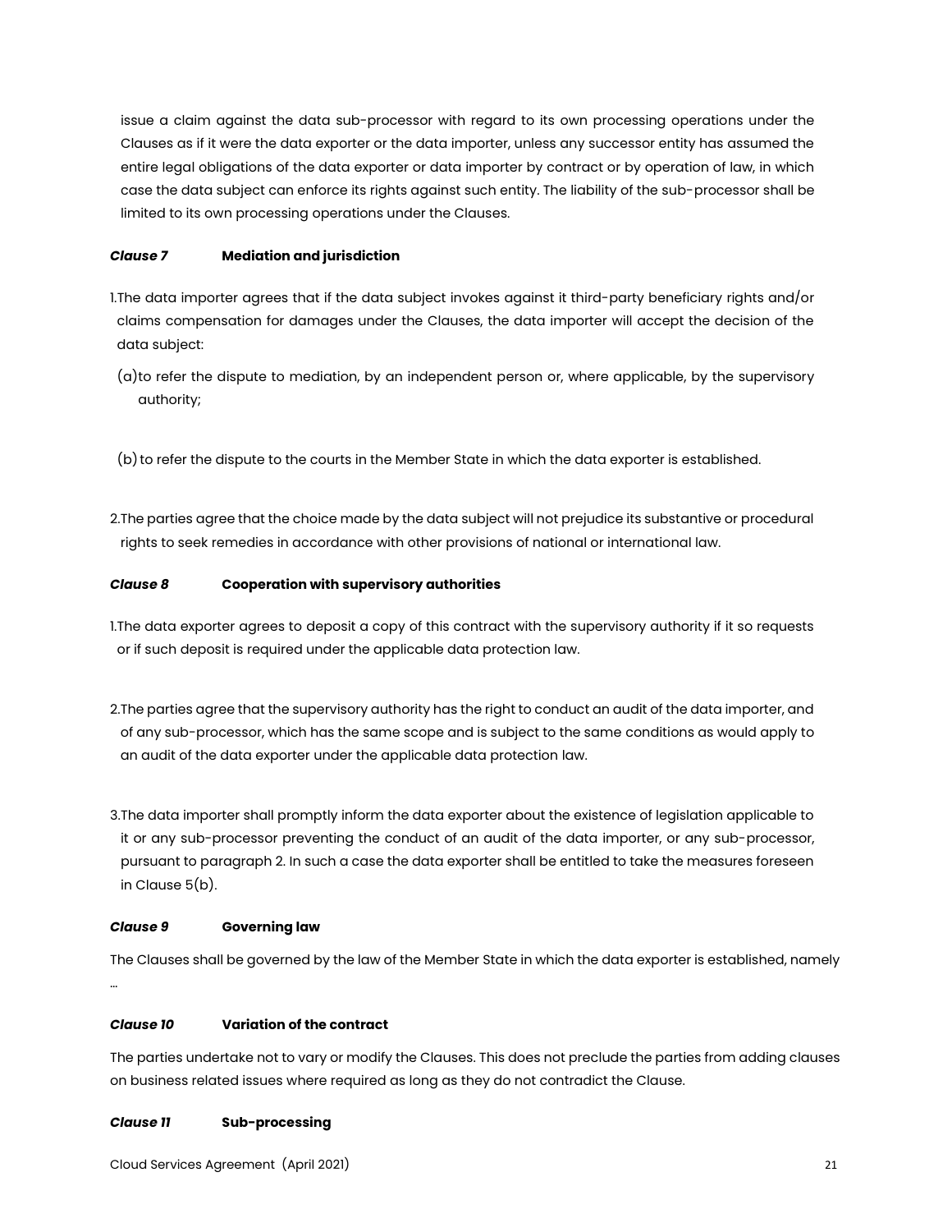issue a claim against the data sub-processor with regard to its own processing operations under the Clauses as if it were the data exporter or the data importer, unless any successor entity has assumed the entire legal obligations of the data exporter or data importer by contract or by operation of law, in which case the data subject can enforce its rights against such entity. The liability of the sub-processor shall be limited to its own processing operations under the Clauses.

***Clause 7*** **Mediation and jurisdiction**

1. The data importer agrees that if the data subject invokes against it third-party beneficiary rights and/or claims compensation for damages under the Clauses, the data importer will accept the decision of the data subject:

   (a) to refer the dispute to mediation, by an independent person or, where applicable, by the supervisory authority;

   (b) to refer the dispute to the courts in the Member State in which the data exporter is established.

2. The parties agree that the choice made by the data subject will not prejudice its substantive or procedural rights to seek remedies in accordance with other provisions of national or international law.

***Clause 8*** **Cooperation with supervisory authorities**

1. The data exporter agrees to deposit a copy of this contract with the supervisory authority if it so requests or if such deposit is required under the applicable data protection law.

2. The parties agree that the supervisory authority has the right to conduct an audit of the data importer, and of any sub-processor, which has the same scope and is subject to the same conditions as would apply to an audit of the data exporter under the applicable data protection law.

3. The data importer shall promptly inform the data exporter about the existence of legislation applicable to it or any sub-processor preventing the conduct of an audit of the data importer, or any sub-processor, pursuant to paragraph 2. In such a case the data exporter shall be entitled to take the measures foreseen in Clause 5(b).

***Clause 9*** **Governing law**

The Clauses shall be governed by the law of the Member State in which the data exporter is established, namely ...

***Clause 10*** **Variation of the contract**

The parties undertake not to vary or modify the Clauses. This does not preclude the parties from adding clauses on business related issues where required as long as they do not contradict the Clause.

***Clause 11*** **Sub-processing**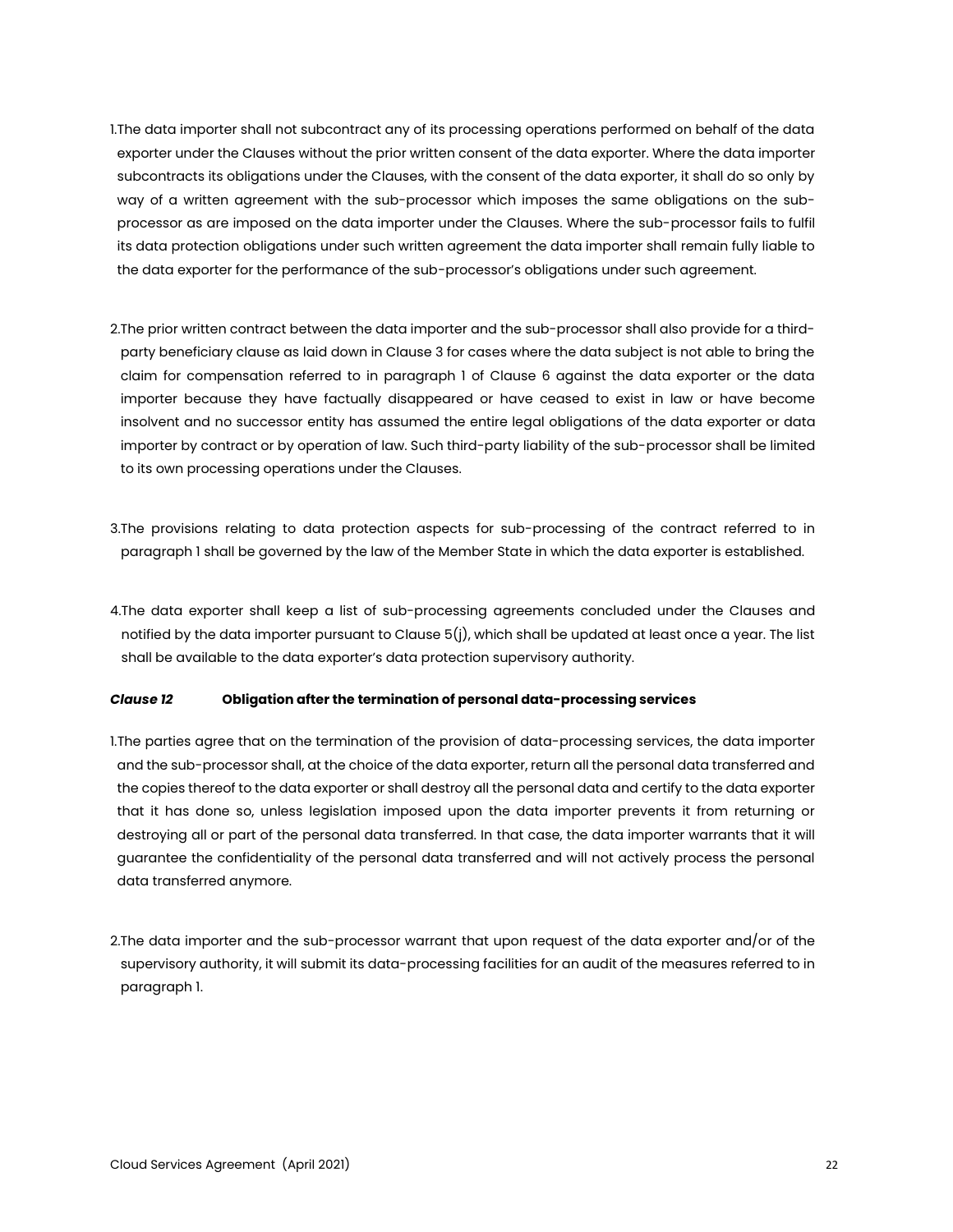1. The data importer shall not subcontract any of its processing operations performed on behalf of the data exporter under the Clauses without the prior written consent of the data exporter. Where the data importer subcontracts its obligations under the Clauses, with the consent of the data exporter, it shall do so only by way of a written agreement with the sub-processor which imposes the same obligations on the sub-processor as are imposed on the data importer under the Clauses. Where the sub-processor fails to fulfil its data protection obligations under such written agreement the data importer shall remain fully liable to the data exporter for the performance of the sub-processor's obligations under such agreement.

2. The prior written contract between the data importer and the sub-processor shall also provide for a third-party beneficiary clause as laid down in Clause 3 for cases where the data subject is not able to bring the claim for compensation referred to in paragraph 1 of Clause 6 against the data exporter or the data importer because they have factually disappeared or have ceased to exist in law or have become insolvent and no successor entity has assumed the entire legal obligations of the data exporter or data importer by contract or by operation of law. Such third-party liability of the sub-processor shall be limited to its own processing operations under the Clauses.

3. The provisions relating to data protection aspects for sub-processing of the contract referred to in paragraph 1 shall be governed by the law of the Member State in which the data exporter is established.

4. The data exporter shall keep a list of sub-processing agreements concluded under the Clauses and notified by the data importer pursuant to Clause 5(j), which shall be updated at least once a year. The list shall be available to the data exporter's data protection supervisory authority.

***Clause 12*** **Obligation after the termination of personal data-processing services**

1. The parties agree that on the termination of the provision of data-processing services, the data importer and the sub-processor shall, at the choice of the data exporter, return all the personal data transferred and the copies thereof to the data exporter or shall destroy all the personal data and certify to the data exporter that it has done so, unless legislation imposed upon the data importer prevents it from returning or destroying all or part of the personal data transferred. In that case, the data importer warrants that it will guarantee the confidentiality of the personal data transferred and will not actively process the personal data transferred anymore.

2. The data importer and the sub-processor warrant that upon request of the data exporter and/or of the supervisory authority, it will submit its data-processing facilities for an audit of the measures referred to in paragraph 1.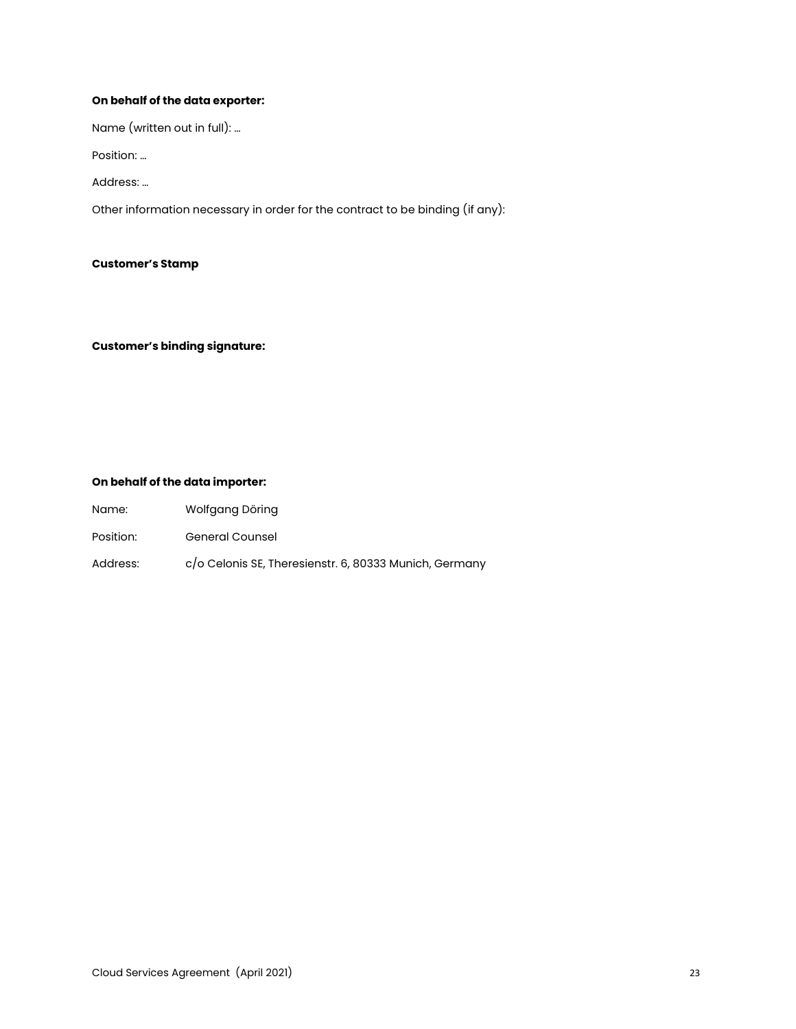**On behalf of the data exporter:**

Name (written out in full): …

Position: …

Address: …

Other information necessary in order for the contract to be binding (if any):

**Customer's Stamp**

**Customer's binding signature:**

**On behalf of the data importer:**

Name: Wolfgang Döring

Position: General Counsel

Address: c/o Celonis SE, Theresienstr. 6, 80333 Munich, Germany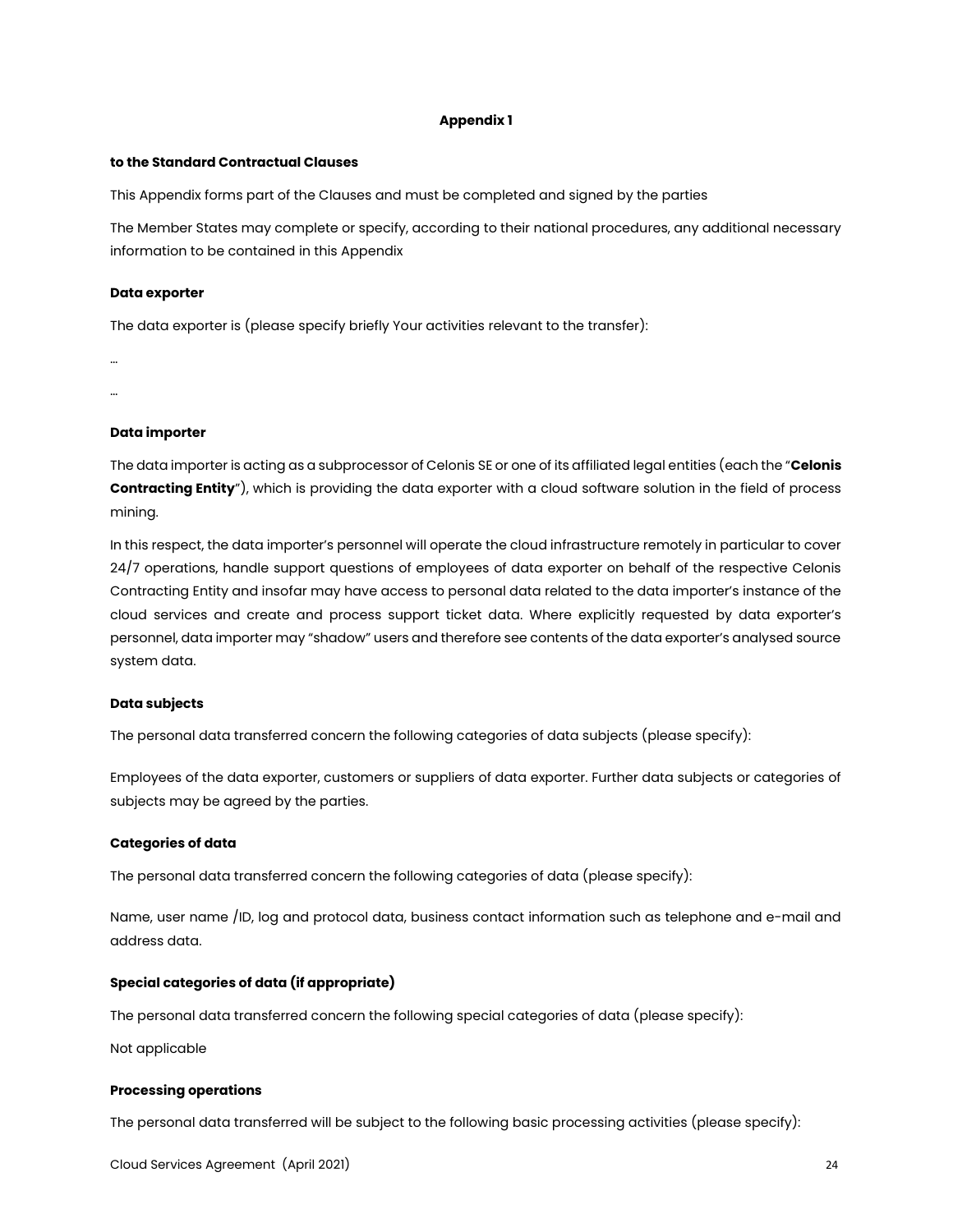# Appendix 1

**to the Standard Contractual Clauses**

This Appendix forms part of the Clauses and must be completed and signed by the parties

The Member States may complete or specify, according to their national procedures, any additional necessary information to be contained in this Appendix

**Data exporter**

The data exporter is (please specify briefly Your activities relevant to the transfer):

…

…

**Data importer**

The data importer is acting as a subprocessor of Celonis SE or one of its affiliated legal entities (each the "**Celonis Contracting Entity**"), which is providing the data exporter with a cloud software solution in the field of process mining.

In this respect, the data importer's personnel will operate the cloud infrastructure remotely in particular to cover 24/7 operations, handle support questions of employees of data exporter on behalf of the respective Celonis Contracting Entity and insofar may have access to personal data related to the data importer's instance of the cloud services and create and process support ticket data. Where explicitly requested by data exporter's personnel, data importer may "shadow" users and therefore see contents of the data exporter's analysed source system data.

**Data subjects**

The personal data transferred concern the following categories of data subjects (please specify):

Employees of the data exporter, customers or suppliers of data exporter. Further data subjects or categories of subjects may be agreed by the parties.

**Categories of data**

The personal data transferred concern the following categories of data (please specify):

Name, user name /ID, log and protocol data, business contact information such as telephone and e-mail and address data.

**Special categories of data (if appropriate)**

The personal data transferred concern the following special categories of data (please specify):

Not applicable

**Processing operations**

The personal data transferred will be subject to the following basic processing activities (please specify):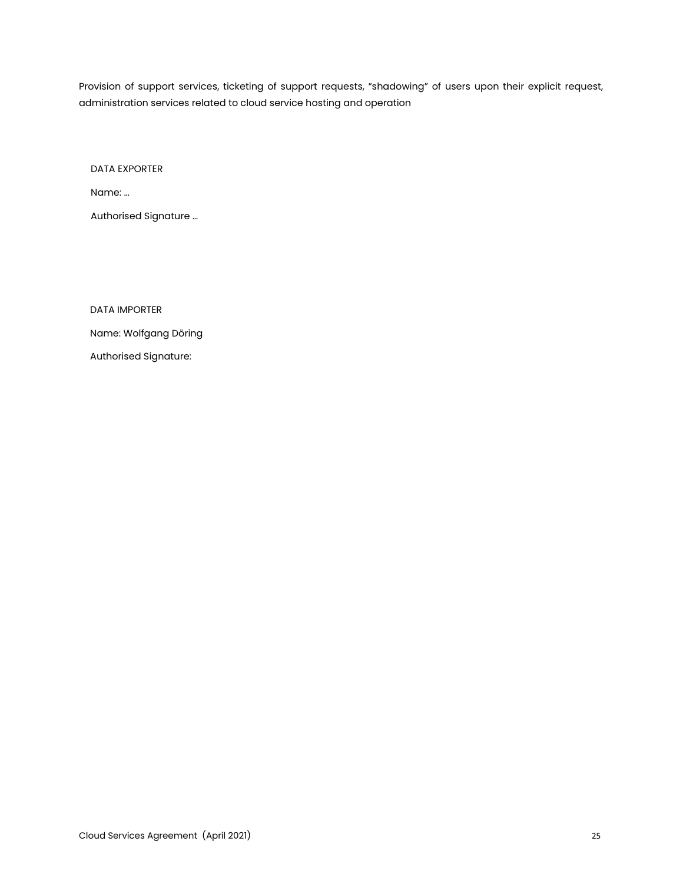Provision of support services, ticketing of support requests, “shadowing” of users upon their explicit request, administration services related to cloud service hosting and operation

DATA EXPORTER

Name: …

Authorised Signature …

DATA IMPORTER

Name: Wolfgang Döring

Authorised Signature: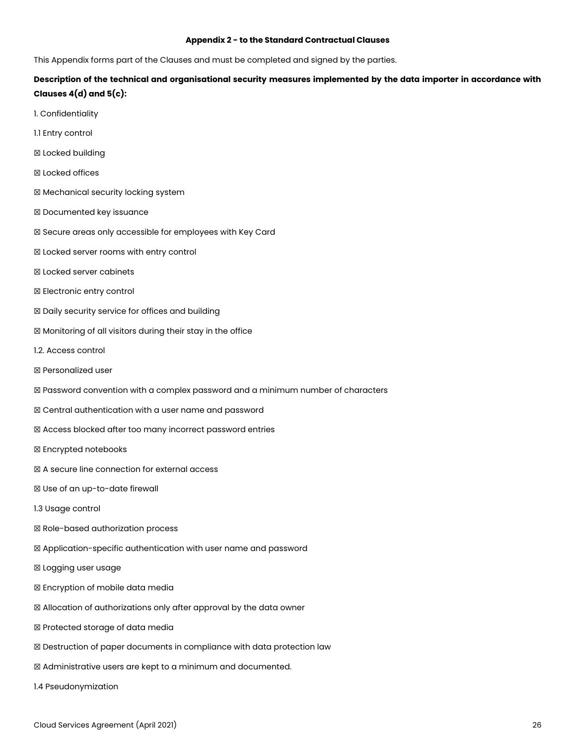**Appendix 2 - to the Standard Contractual Clauses**

This Appendix forms part of the Clauses and must be completed and signed by the parties.

**Description of the technical and organisational security measures implemented by the data importer in accordance with Clauses 4(d) and 5(c):**

1. Confidentiality

1.1 Entry control

☒ Locked building

☒ Locked offices

☒ Mechanical security locking system

☒ Documented key issuance

☒ Secure areas only accessible for employees with Key Card

☒ Locked server rooms with entry control

☒ Locked server cabinets

☒ Electronic entry control

☒ Daily security service for offices and building

☒ Monitoring of all visitors during their stay in the office

1.2. Access control

☒ Personalized user

☒ Password convention with a complex password and a minimum number of characters

☒ Central authentication with a user name and password

☒ Access blocked after too many incorrect password entries

☒ Encrypted notebooks

☒ A secure line connection for external access

☒ Use of an up-to-date firewall

1.3 Usage control

☒ Role-based authorization process

☒ Application-specific authentication with user name and password

☒ Logging user usage

☒ Encryption of mobile data media

☒ Allocation of authorizations only after approval by the data owner

☒ Protected storage of data media

☒ Destruction of paper documents in compliance with data protection law

☒ Administrative users are kept to a minimum and documented.

1.4 Pseudonymization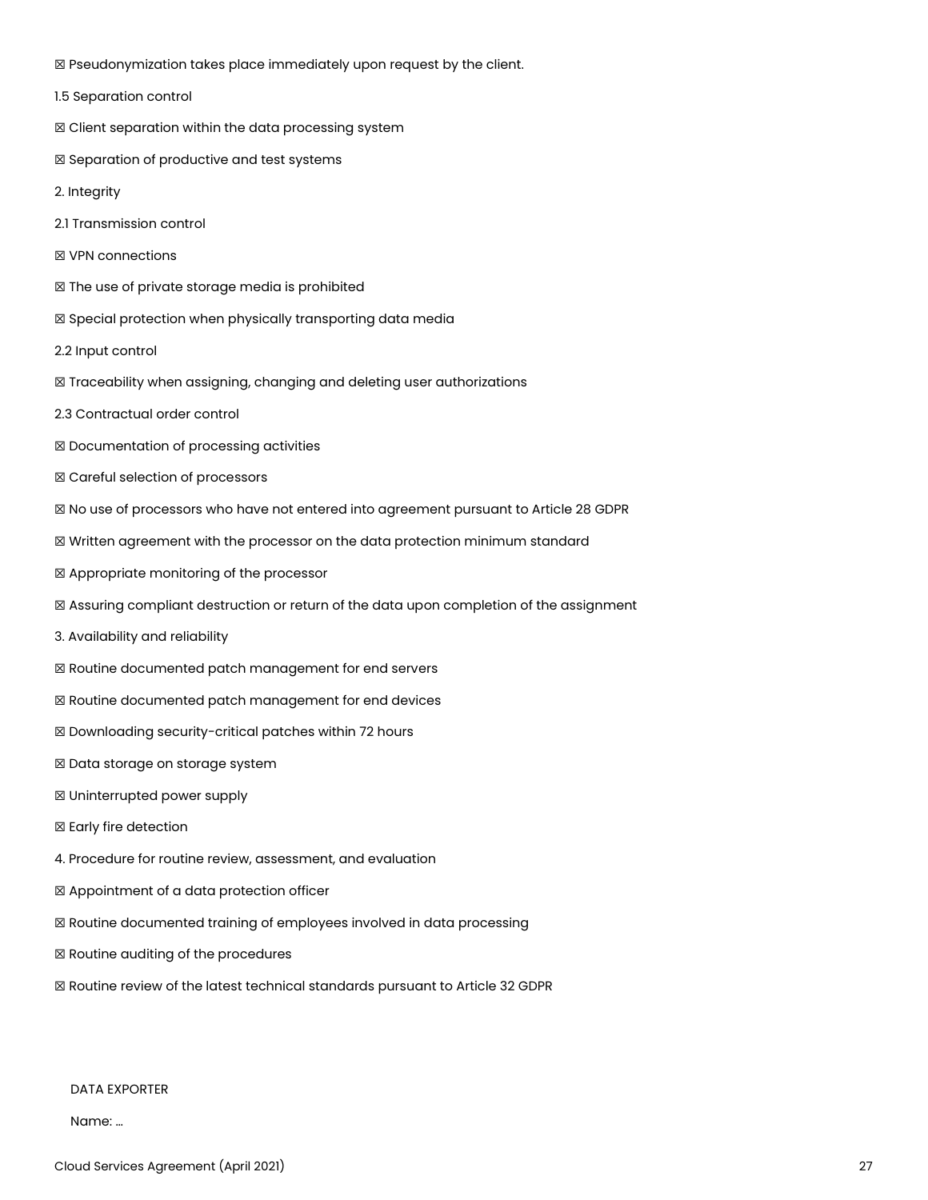☒ Pseudonymization takes place immediately upon request by the client.

1.5 Separation control

☒ Client separation within the data processing system

☒ Separation of productive and test systems

2. Integrity

2.1 Transmission control

☒ VPN connections

☒ The use of private storage media is prohibited

☒ Special protection when physically transporting data media

2.2 Input control

☒ Traceability when assigning, changing and deleting user authorizations

2.3 Contractual order control

☒ Documentation of processing activities

☒ Careful selection of processors

☒ No use of processors who have not entered into agreement pursuant to Article 28 GDPR

☒ Written agreement with the processor on the data protection minimum standard

☒ Appropriate monitoring of the processor

☒ Assuring compliant destruction or return of the data upon completion of the assignment

3. Availability and reliability

☒ Routine documented patch management for end servers

☒ Routine documented patch management for end devices

☒ Downloading security-critical patches within 72 hours

☒ Data storage on storage system

☒ Uninterrupted power supply

☒ Early fire detection

4. Procedure for routine review, assessment, and evaluation

☒ Appointment of a data protection officer

☒ Routine documented training of employees involved in data processing

☒ Routine auditing of the procedures

☒ Routine review of the latest technical standards pursuant to Article 32 GDPR

DATA EXPORTER

Name: …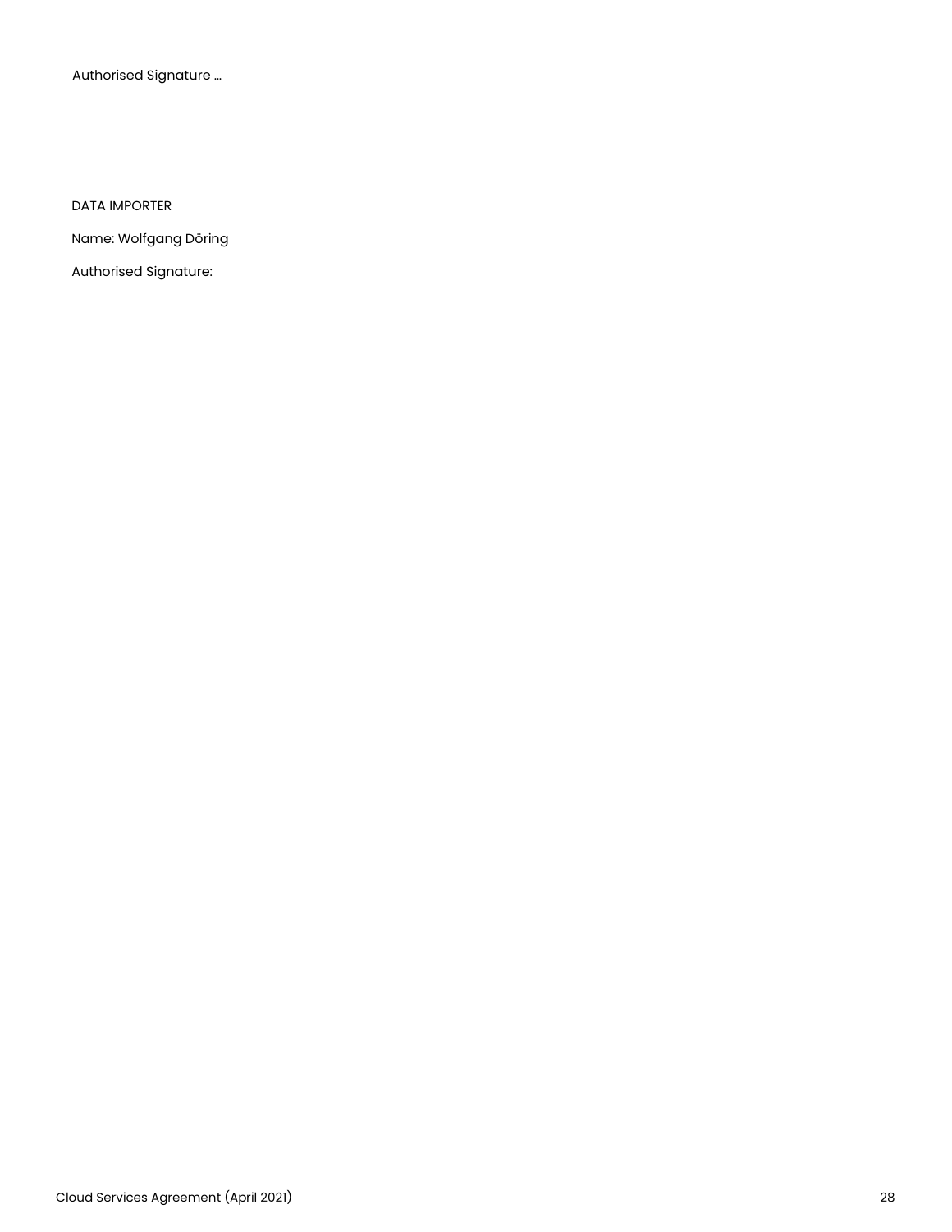Authorised Signature …

DATA IMPORTER

Name: Wolfgang Döring

Authorised Signature: